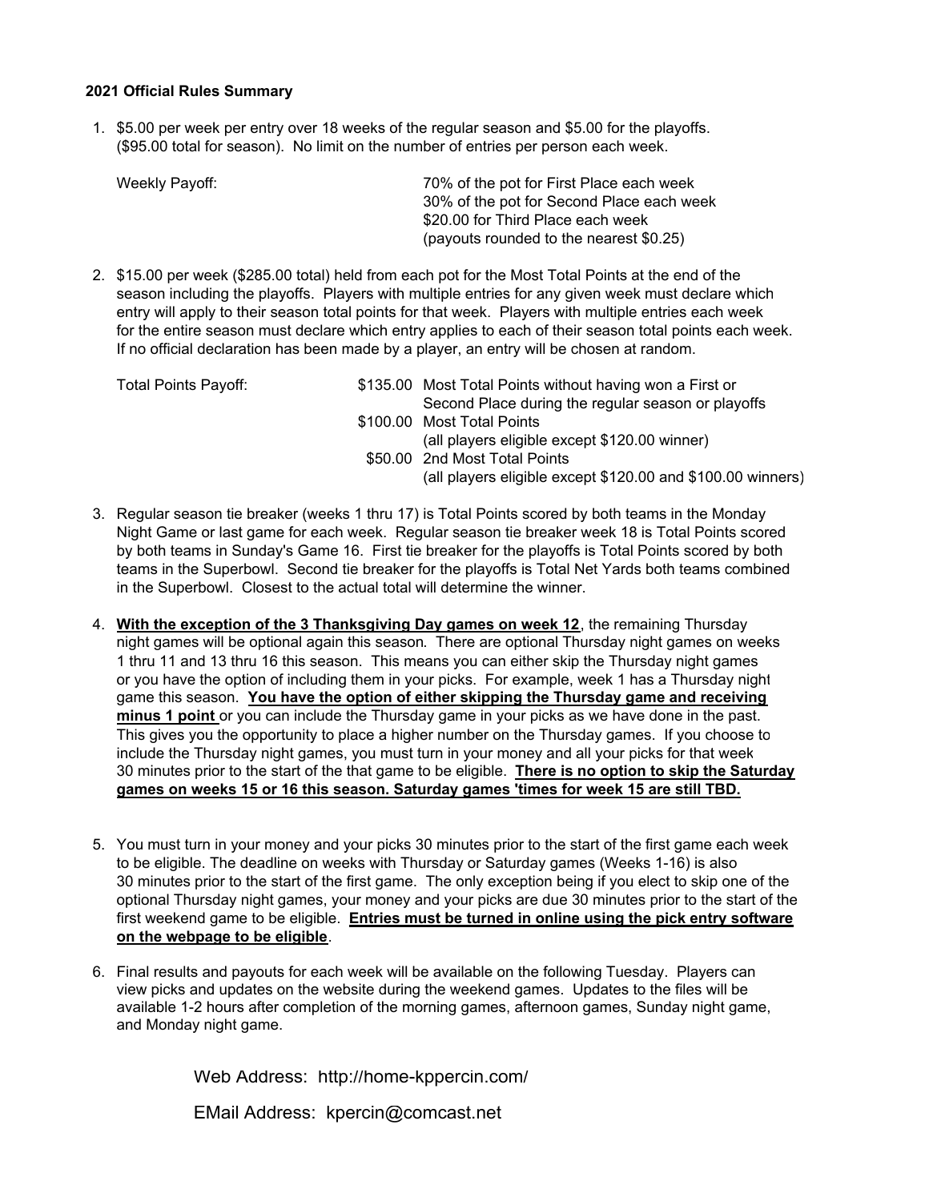**2021 Official Rules Summary**

1. $5.00 per week per entry over 18 weeks of the regular season and $5.00 for the playoffs. ($95.00 total for season). No limit on the number of entries per person each week.

   Weekly Payoff:
   - 70% of the pot for First Place each week
   - 30% of the pot for Second Place each week
   - $20.00 for Third Place each week
   - (payouts rounded to the nearest $0.25)

2. $15.00 per week ($285.00 total) held from each pot for the Most Total Points at the end of the season including the playoffs. Players with multiple entries for any given week must declare which entry will apply to their season total points for that week. Players with multiple entries each week for the entire season must declare which entry applies to each of their season total points each week. If no official declaration has been made by a player, an entry will be chosen at random.

   Total Points Payoff:
   - $135.00 Most Total Points without having won a First or Second Place during the regular season or playoffs
   - $100.00 Most Total Points (all players eligible except $120.00 winner)
   - $50.00 2nd Most Total Points (all players eligible except $120.00 and $100.00 winners)

3. Regular season tie breaker (weeks 1 thru 17) is Total Points scored by both teams in the Monday Night Game or last game for each week. Regular season tie breaker week 18 is Total Points scored by both teams in Sunday's Game 16. First tie breaker for the playoffs is Total Points scored by both teams in the Superbowl. Second tie breaker for the playoffs is Total Net Yards both teams combined in the Superbowl. Closest to the actual total will determine the winner.

4. **With the exception of the 3 Thanksgiving Day games on week 12**, the remaining Thursday night games will be optional again this season. There are optional Thursday night games on weeks 1 thru 11 and 13 thru 16 this season. This means you can either skip the Thursday night games or you have the option of including them in your picks. For example, week 1 has a Thursday night game this season. **You have the option of either skipping the Thursday game and receiving minus 1 point** or you can include the Thursday game in your picks as we have done in the past. This gives you the opportunity to place a higher number on the Thursday games. If you choose to include the Thursday night games, you must turn in your money and all your picks for that week 30 minutes prior to the start of the that game to be eligible. **There is no option to skip the Saturday games on weeks 15 or 16 this season. Saturday games 'times for week 15 are still TBD.**

5. You must turn in your money and your picks 30 minutes prior to the start of the first game each week to be eligible. The deadline on weeks with Thursday or Saturday games (Weeks 1-16) is also 30 minutes prior to the start of the first game. The only exception being if you elect to skip one of the optional Thursday night games, your money and your picks are due 30 minutes prior to the start of the first weekend game to be eligible. **Entries must be turned in online using the pick entry software on the webpage to be eligible**.

6. Final results and payouts for each week will be available on the following Tuesday. Players can view picks and updates on the website during the weekend games. Updates to the files will be available 1-2 hours after completion of the morning games, afternoon games, Sunday night game, and Monday night game.

Web Address: http://home-kppercin.com/

EMail Address: kpercin@comcast.net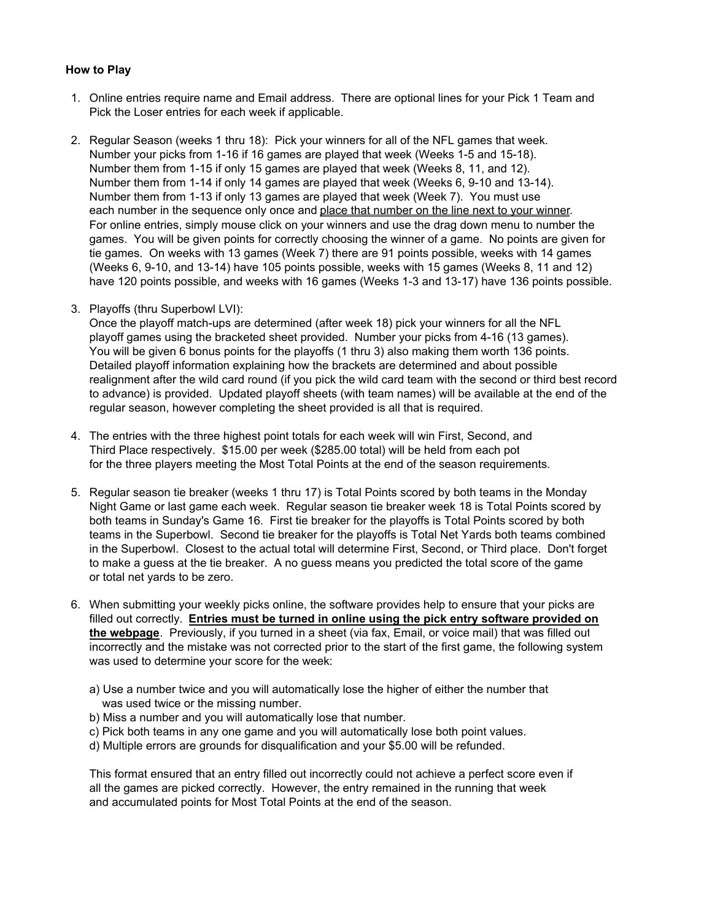**How to Play**

1. Online entries require name and Email address. There are optional lines for your Pick 1 Team and Pick the Loser entries for each week if applicable.

2. Regular Season (weeks 1 thru 18): Pick your winners for all of the NFL games that week. Number your picks from 1-16 if 16 games are played that week (Weeks 1-5 and 15-18). Number them from 1-15 if only 15 games are played that week (Weeks 8, 11, and 12). Number them from 1-14 if only 14 games are played that week (Weeks 6, 9-10 and 13-14). Number them from 1-13 if only 13 games are played that week (Week 7). You must use each number in the sequence only once and <u>place that number on the line next to your winner</u>. For online entries, simply mouse click on your winners and use the drag down menu to number the games. You will be given points for correctly choosing the winner of a game. No points are given for tie games. On weeks with 13 games (Week 7) there are 91 points possible, weeks with 14 games (Weeks 6, 9-10, and 13-14) have 105 points possible, weeks with 15 games (Weeks 8, 11 and 12) have 120 points possible, and weeks with 16 games (Weeks 1-3 and 13-17) have 136 points possible.

3. Playoffs (thru Superbowl LVI):
   Once the playoff match-ups are determined (after week 18) pick your winners for all the NFL playoff games using the bracketed sheet provided. Number your picks from 4-16 (13 games). You will be given 6 bonus points for the playoffs (1 thru 3) also making them worth 136 points. Detailed playoff information explaining how the brackets are determined and about possible realignment after the wild card round (if you pick the wild card team with the second or third best record to advance) is provided. Updated playoff sheets (with team names) will be available at the end of the regular season, however completing the sheet provided is all that is required.

4. The entries with the three highest point totals for each week will win First, Second, and Third Place respectively. $15.00 per week ($285.00 total) will be held from each pot for the three players meeting the Most Total Points at the end of the season requirements.

5. Regular season tie breaker (weeks 1 thru 17) is Total Points scored by both teams in the Monday Night Game or last game each week. Regular season tie breaker week 18 is Total Points scored by both teams in Sunday's Game 16. First tie breaker for the playoffs is Total Points scored by both teams in the Superbowl. Second tie breaker for the playoffs is Total Net Yards both teams combined in the Superbowl. Closest to the actual total will determine First, Second, or Third place. Don't forget to make a guess at the tie breaker. A no guess means you predicted the total score of the game or total net yards to be zero.

6. When submitting your weekly picks online, the software provides help to ensure that your picks are filled out correctly. **<u>Entries must be turned in online using the pick entry software provided on the webpage</u>**. Previously, if you turned in a sheet (via fax, Email, or voice mail) that was filled out incorrectly and the mistake was not corrected prior to the start of the first game, the following system was used to determine your score for the week:

   a) Use a number twice and you will automatically lose the higher of either the number that was used twice or the missing number.
   b) Miss a number and you will automatically lose that number.
   c) Pick both teams in any one game and you will automatically lose both point values.
   d) Multiple errors are grounds for disqualification and your $5.00 will be refunded.

   This format ensured that an entry filled out incorrectly could not achieve a perfect score even if all the games are picked correctly. However, the entry remained in the running that week and accumulated points for Most Total Points at the end of the season.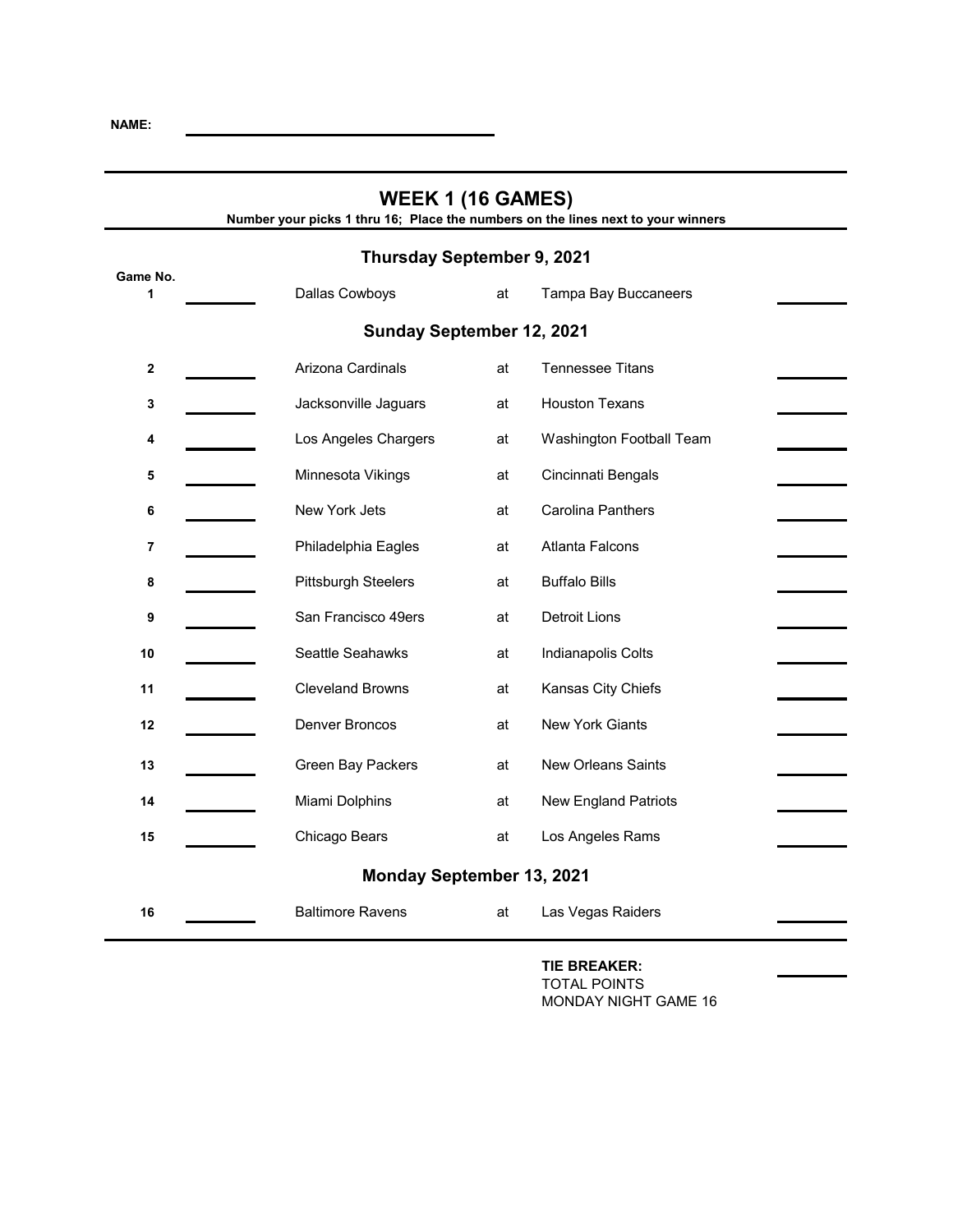**NAME:** ______________________________

## WEEK 1 (16 GAMES)

**Number your picks 1 thru 16; Place the numbers on the lines next to your winners**

### Thursday September 9, 2021

| Game No. | | Away | | Home | |
|---|---|---|---|---|---|
| 1 | ______ | Dallas Cowboys | at | Tampa Bay Buccaneers | ______ |

### Sunday September 12, 2021

| Game No. | | Away | | Home | |
|---|---|---|---|---|---|
| 2 | ______ | Arizona Cardinals | at | Tennessee Titans | ______ |
| 3 | ______ | Jacksonville Jaguars | at | Houston Texans | ______ |
| 4 | ______ | Los Angeles Chargers | at | Washington Football Team | ______ |
| 5 | ______ | Minnesota Vikings | at | Cincinnati Bengals | ______ |
| 6 | ______ | New York Jets | at | Carolina Panthers | ______ |
| 7 | ______ | Philadelphia Eagles | at | Atlanta Falcons | ______ |
| 8 | ______ | Pittsburgh Steelers | at | Buffalo Bills | ______ |
| 9 | ______ | San Francisco 49ers | at | Detroit Lions | ______ |
| 10 | ______ | Seattle Seahawks | at | Indianapolis Colts | ______ |
| 11 | ______ | Cleveland Browns | at | Kansas City Chiefs | ______ |
| 12 | ______ | Denver Broncos | at | New York Giants | ______ |
| 13 | ______ | Green Bay Packers | at | New Orleans Saints | ______ |
| 14 | ______ | Miami Dolphins | at | New England Patriots | ______ |
| 15 | ______ | Chicago Bears | at | Los Angeles Rams | ______ |

### Monday September 13, 2021

| Game No. | | Away | | Home | |
|---|---|---|---|---|---|
| 16 | ______ | Baltimore Ravens | at | Las Vegas Raiders | ______ |

**TIE BREAKER:** ______
TOTAL POINTS
MONDAY NIGHT GAME 16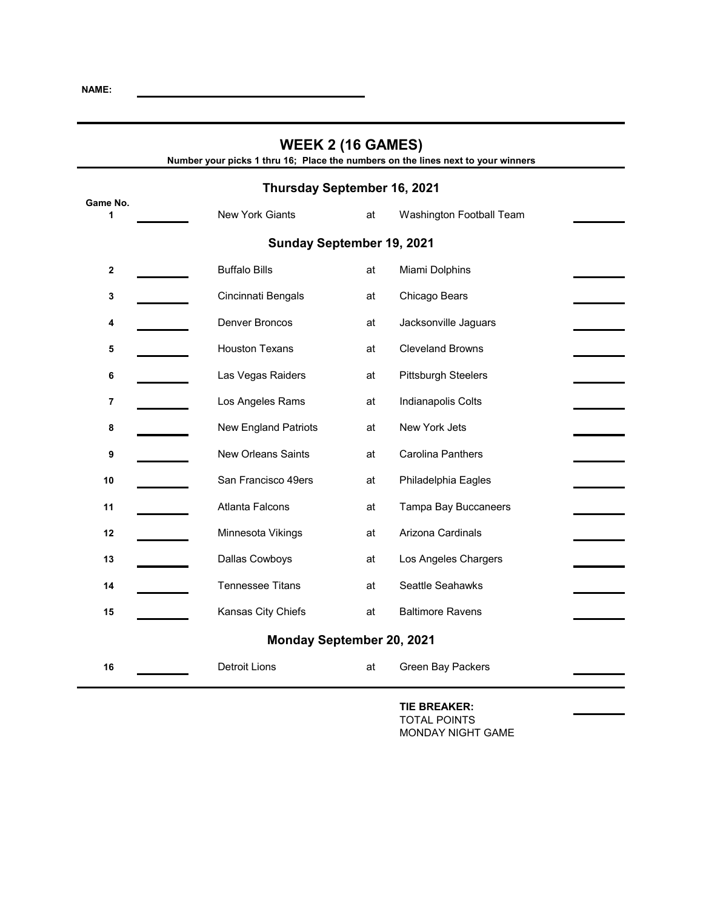**NAME:** ____________________

## WEEK 2 (16 GAMES)

**Number your picks 1 thru 16; Place the numbers on the lines next to your winners**

### Thursday September 16, 2021

| Game No. | | Visitor | | Home | |
|---|---|---|---|---|---|
| 1 | ____ | New York Giants | at | Washington Football Team | ____ |

### Sunday September 19, 2021

| Game No. | | Visitor | | Home | |
|---|---|---|---|---|---|
| 2 | ____ | Buffalo Bills | at | Miami Dolphins | ____ |
| 3 | ____ | Cincinnati Bengals | at | Chicago Bears | ____ |
| 4 | ____ | Denver Broncos | at | Jacksonville Jaguars | ____ |
| 5 | ____ | Houston Texans | at | Cleveland Browns | ____ |
| 6 | ____ | Las Vegas Raiders | at | Pittsburgh Steelers | ____ |
| 7 | ____ | Los Angeles Rams | at | Indianapolis Colts | ____ |
| 8 | ____ | New England Patriots | at | New York Jets | ____ |
| 9 | ____ | New Orleans Saints | at | Carolina Panthers | ____ |
| 10 | ____ | San Francisco 49ers | at | Philadelphia Eagles | ____ |
| 11 | ____ | Atlanta Falcons | at | Tampa Bay Buccaneers | ____ |
| 12 | ____ | Minnesota Vikings | at | Arizona Cardinals | ____ |
| 13 | ____ | Dallas Cowboys | at | Los Angeles Chargers | ____ |
| 14 | ____ | Tennessee Titans | at | Seattle Seahawks | ____ |
| 15 | ____ | Kansas City Chiefs | at | Baltimore Ravens | ____ |

### Monday September 20, 2021

| Game No. | | Visitor | | Home | |
|---|---|---|---|---|---|
| 16 | ____ | Detroit Lions | at | Green Bay Packers | ____ |

**TIE BREAKER:**
TOTAL POINTS
MONDAY NIGHT GAME ____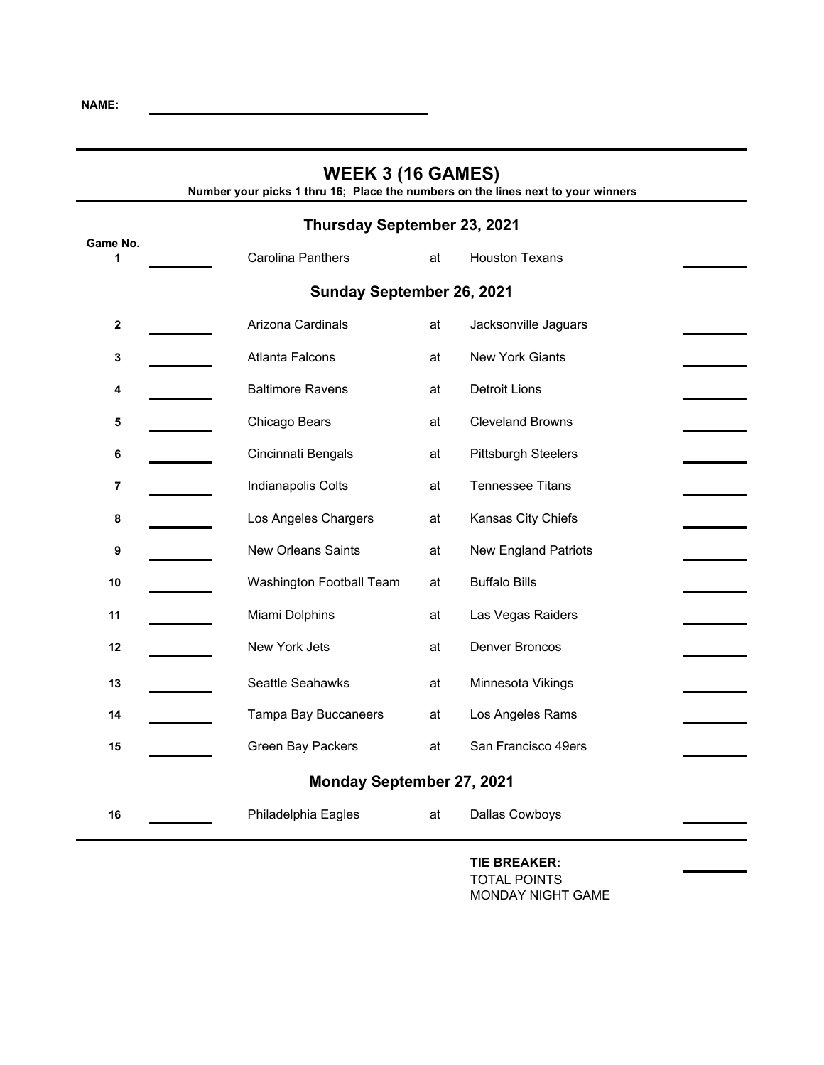**NAME:** ______________________________

## WEEK 3 (16 GAMES)

**Number your picks 1 thru 16; Place the numbers on the lines next to your winners**

### Thursday September 23, 2021

| Game No. | | | | | |
|---|---|---|---|---|---|
| 1 | ________ | Carolina Panthers | at | Houston Texans | ________ |

### Sunday September 26, 2021

| Game No. | | | | | |
|---|---|---|---|---|---|
| 2 | ________ | Arizona Cardinals | at | Jacksonville Jaguars | ________ |
| 3 | ________ | Atlanta Falcons | at | New York Giants | ________ |
| 4 | ________ | Baltimore Ravens | at | Detroit Lions | ________ |
| 5 | ________ | Chicago Bears | at | Cleveland Browns | ________ |
| 6 | ________ | Cincinnati Bengals | at | Pittsburgh Steelers | ________ |
| 7 | ________ | Indianapolis Colts | at | Tennessee Titans | ________ |
| 8 | ________ | Los Angeles Chargers | at | Kansas City Chiefs | ________ |
| 9 | ________ | New Orleans Saints | at | New England Patriots | ________ |
| 10 | ________ | Washington Football Team | at | Buffalo Bills | ________ |
| 11 | ________ | Miami Dolphins | at | Las Vegas Raiders | ________ |
| 12 | ________ | New York Jets | at | Denver Broncos | ________ |
| 13 | ________ | Seattle Seahawks | at | Minnesota Vikings | ________ |
| 14 | ________ | Tampa Bay Buccaneers | at | Los Angeles Rams | ________ |
| 15 | ________ | Green Bay Packers | at | San Francisco 49ers | ________ |

### Monday September 27, 2021

| Game No. | | | | | |
|---|---|---|---|---|---|
| 16 | ________ | Philadelphia Eagles | at | Dallas Cowboys | ________ |

**TIE BREAKER:**
TOTAL POINTS
MONDAY NIGHT GAME ________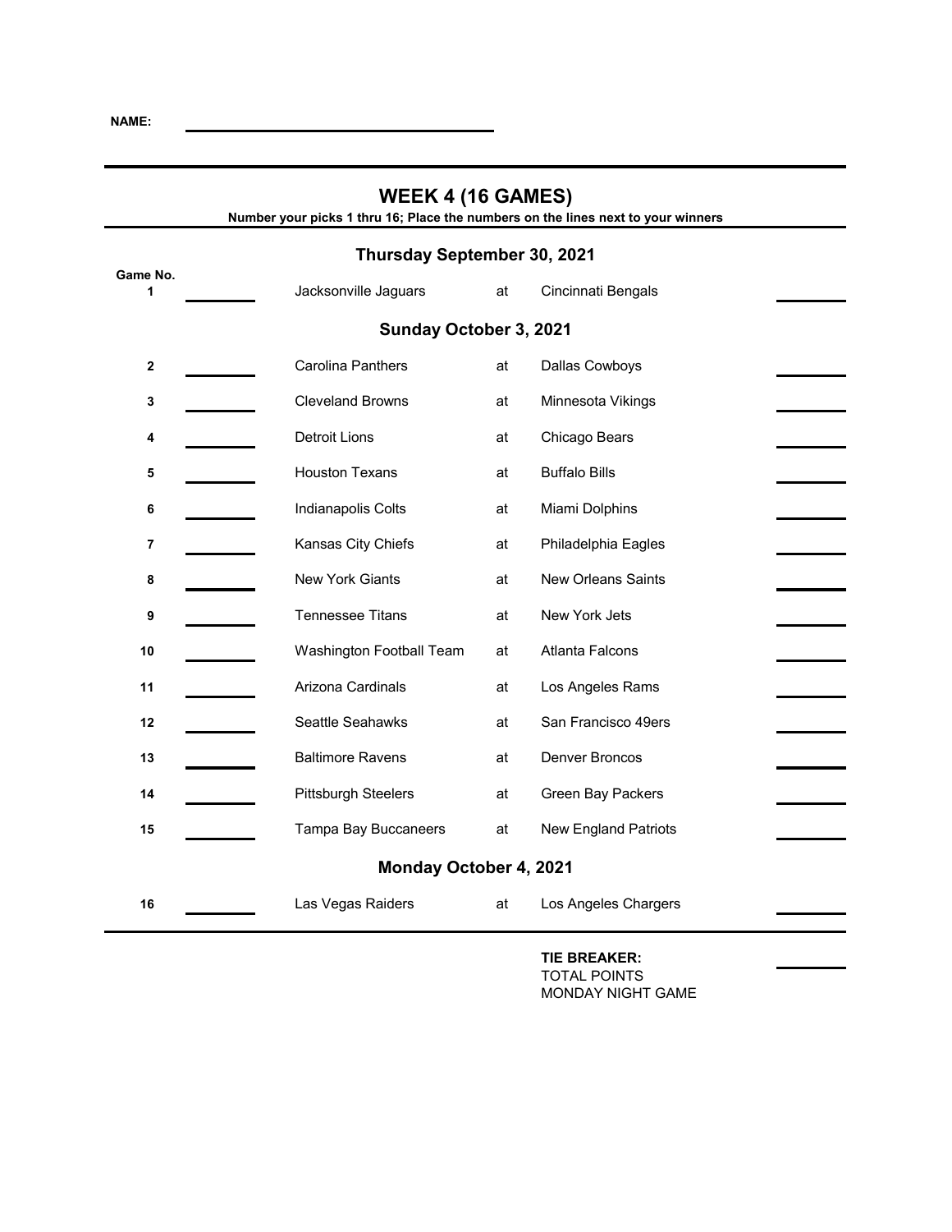**NAME:** ______________________________

## WEEK 4 (16 GAMES)

**Number your picks 1 thru 16; Place the numbers on the lines next to your winners**

### Thursday September 30, 2021

| Game No. | | Away | | Home | |
|---|---|---|---|---|---|
| 1 | ______ | Jacksonville Jaguars | at | Cincinnati Bengals | ______ |

### Sunday October 3, 2021

| Game No. | | Away | | Home | |
|---|---|---|---|---|---|
| 2 | ______ | Carolina Panthers | at | Dallas Cowboys | ______ |
| 3 | ______ | Cleveland Browns | at | Minnesota Vikings | ______ |
| 4 | ______ | Detroit Lions | at | Chicago Bears | ______ |
| 5 | ______ | Houston Texans | at | Buffalo Bills | ______ |
| 6 | ______ | Indianapolis Colts | at | Miami Dolphins | ______ |
| 7 | ______ | Kansas City Chiefs | at | Philadelphia Eagles | ______ |
| 8 | ______ | New York Giants | at | New Orleans Saints | ______ |
| 9 | ______ | Tennessee Titans | at | New York Jets | ______ |
| 10 | ______ | Washington Football Team | at | Atlanta Falcons | ______ |
| 11 | ______ | Arizona Cardinals | at | Los Angeles Rams | ______ |
| 12 | ______ | Seattle Seahawks | at | San Francisco 49ers | ______ |
| 13 | ______ | Baltimore Ravens | at | Denver Broncos | ______ |
| 14 | ______ | Pittsburgh Steelers | at | Green Bay Packers | ______ |
| 15 | ______ | Tampa Bay Buccaneers | at | New England Patriots | ______ |

### Monday October 4, 2021

| Game No. | | Away | | Home | |
|---|---|---|---|---|---|
| 16 | ______ | Las Vegas Raiders | at | Los Angeles Chargers | ______ |

**TIE BREAKER:**
TOTAL POINTS
MONDAY NIGHT GAME ______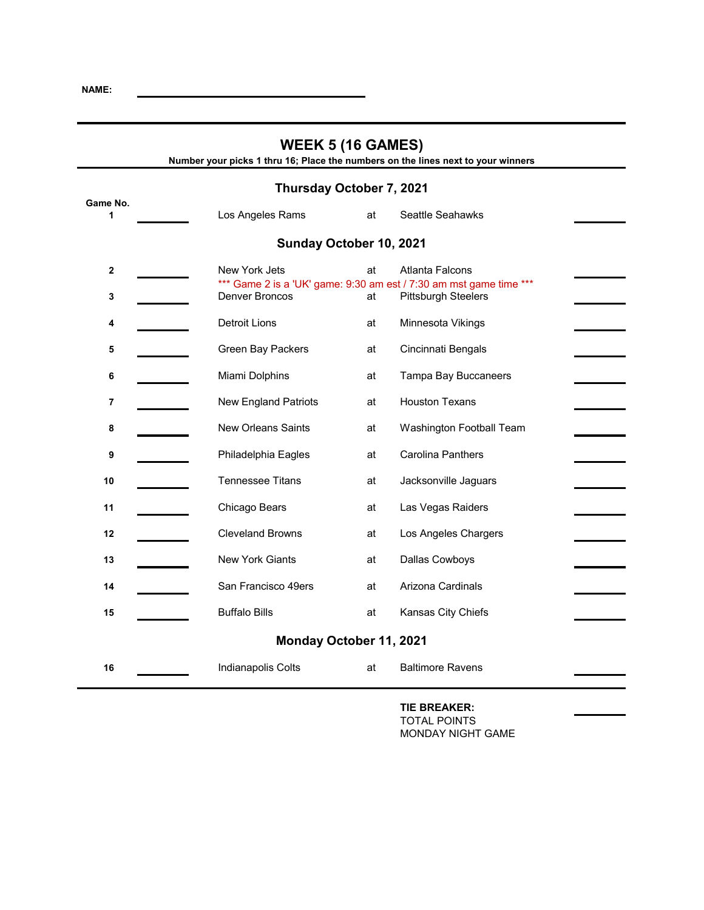**NAME:** ______________________

# WEEK 5 (16 GAMES)

**Number your picks 1 thru 16; Place the numbers on the lines next to your winners**

## Thursday October 7, 2021

| Game No. | | Away | | Home | |
|---|---|---|---|---|---|
| 1 | ________ | Los Angeles Rams | at | Seattle Seahawks | ________ |

## Sunday October 10, 2021

| Game No. | | Away | | Home | |
|---|---|---|---|---|---|
| 2 | ________ | New York Jets | at | Atlanta Falcons | ________ |
| | | *** Game 2 is a 'UK' game: 9:30 am est / 7:30 am mst game time *** | | | |
| 3 | ________ | Denver Broncos | at | Pittsburgh Steelers | ________ |
| 4 | ________ | Detroit Lions | at | Minnesota Vikings | ________ |
| 5 | ________ | Green Bay Packers | at | Cincinnati Bengals | ________ |
| 6 | ________ | Miami Dolphins | at | Tampa Bay Buccaneers | ________ |
| 7 | ________ | New England Patriots | at | Houston Texans | ________ |
| 8 | ________ | New Orleans Saints | at | Washington Football Team | ________ |
| 9 | ________ | Philadelphia Eagles | at | Carolina Panthers | ________ |
| 10 | ________ | Tennessee Titans | at | Jacksonville Jaguars | ________ |
| 11 | ________ | Chicago Bears | at | Las Vegas Raiders | ________ |
| 12 | ________ | Cleveland Browns | at | Los Angeles Chargers | ________ |
| 13 | ________ | New York Giants | at | Dallas Cowboys | ________ |
| 14 | ________ | San Francisco 49ers | at | Arizona Cardinals | ________ |
| 15 | ________ | Buffalo Bills | at | Kansas City Chiefs | ________ |

## Monday October 11, 2021

| Game No. | | Away | | Home | |
|---|---|---|---|---|---|
| 16 | ________ | Indianapolis Colts | at | Baltimore Ravens | ________ |

**TIE BREAKER:**
TOTAL POINTS
MONDAY NIGHT GAME ________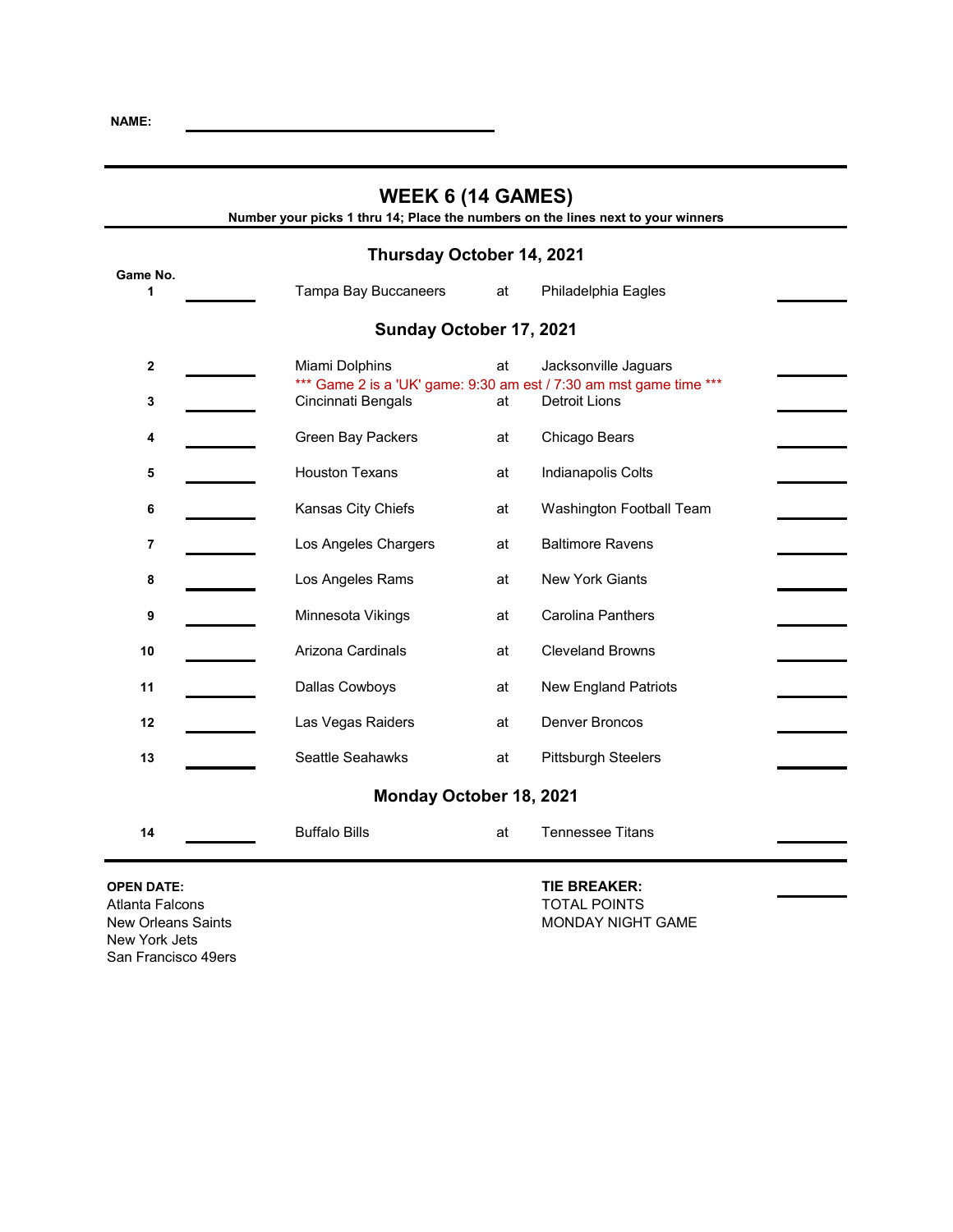**NAME:** ____________________

## WEEK 6 (14 GAMES)

**Number your picks 1 thru 14; Place the numbers on the lines next to your winners**

### Thursday October 14, 2021

| Game No. | | Away | | Home | |
|---|---|---|---|---|---|
| 1 | ____ | Tampa Bay Buccaneers | at | Philadelphia Eagles | ____ |

### Sunday October 17, 2021

| Game No. | | Away | | Home | |
|---|---|---|---|---|---|
| 2 | ____ | Miami Dolphins | at | Jacksonville Jaguars | ____ |
| | | *** Game 2 is a 'UK' game: 9:30 am est / 7:30 am mst game time *** | | | |
| 3 | ____ | Cincinnati Bengals | at | Detroit Lions | ____ |
| 4 | ____ | Green Bay Packers | at | Chicago Bears | ____ |
| 5 | ____ | Houston Texans | at | Indianapolis Colts | ____ |
| 6 | ____ | Kansas City Chiefs | at | Washington Football Team | ____ |
| 7 | ____ | Los Angeles Chargers | at | Baltimore Ravens | ____ |
| 8 | ____ | Los Angeles Rams | at | New York Giants | ____ |
| 9 | ____ | Minnesota Vikings | at | Carolina Panthers | ____ |
| 10 | ____ | Arizona Cardinals | at | Cleveland Browns | ____ |
| 11 | ____ | Dallas Cowboys | at | New England Patriots | ____ |
| 12 | ____ | Las Vegas Raiders | at | Denver Broncos | ____ |
| 13 | ____ | Seattle Seahawks | at | Pittsburgh Steelers | ____ |

### Monday October 18, 2021

| Game No. | | Away | | Home | |
|---|---|---|---|---|---|
| 14 | ____ | Buffalo Bills | at | Tennessee Titans | ____ |

**OPEN DATE:**
Atlanta Falcons
New Orleans Saints
New York Jets
San Francisco 49ers

**TIE BREAKER:** ____
TOTAL POINTS
MONDAY NIGHT GAME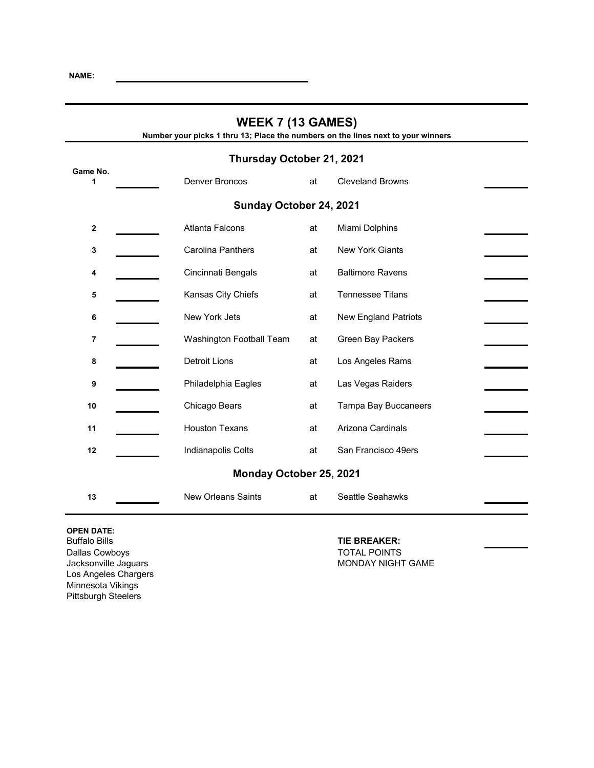**NAME:** ______________________________

## WEEK 7 (13 GAMES)

**Number your picks 1 thru 13; Place the numbers on the lines next to your winners**

### Thursday October 21, 2021

| Game No. | | | | | |
|---|---|---|---|---|---|
| 1 | ______ | Denver Broncos | at | Cleveland Browns | ______ |

### Sunday October 24, 2021

| Game No. | | | | | |
|---|---|---|---|---|---|
| 2 | ______ | Atlanta Falcons | at | Miami Dolphins | ______ |
| 3 | ______ | Carolina Panthers | at | New York Giants | ______ |
| 4 | ______ | Cincinnati Bengals | at | Baltimore Ravens | ______ |
| 5 | ______ | Kansas City Chiefs | at | Tennessee Titans | ______ |
| 6 | ______ | New York Jets | at | New England Patriots | ______ |
| 7 | ______ | Washington Football Team | at | Green Bay Packers | ______ |
| 8 | ______ | Detroit Lions | at | Los Angeles Rams | ______ |
| 9 | ______ | Philadelphia Eagles | at | Las Vegas Raiders | ______ |
| 10 | ______ | Chicago Bears | at | Tampa Bay Buccaneers | ______ |
| 11 | ______ | Houston Texans | at | Arizona Cardinals | ______ |
| 12 | ______ | Indianapolis Colts | at | San Francisco 49ers | ______ |

### Monday October 25, 2021

| Game No. | | | | | |
|---|---|---|---|---|---|
| 13 | ______ | New Orleans Saints | at | Seattle Seahawks | ______ |

**OPEN DATE:**
Buffalo Bills
Dallas Cowboys
Jacksonville Jaguars
Los Angeles Chargers
Minnesota Vikings
Pittsburgh Steelers

**TIE BREAKER:**
TOTAL POINTS
MONDAY NIGHT GAME ______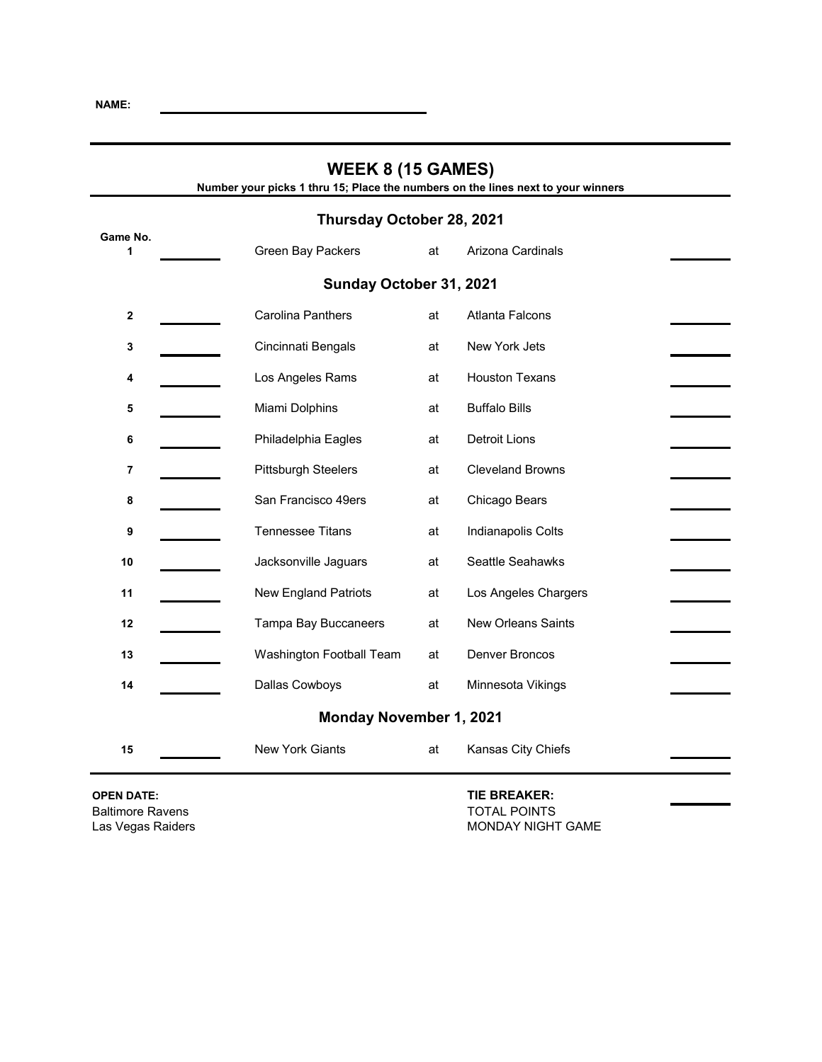**NAME:** ______________________

# WEEK 8 (15 GAMES)

**Number your picks 1 thru 15; Place the numbers on the lines next to your winners**

### Thursday October 28, 2021

| Game No. | | | | | |
|---|---|---|---|---|---|
| 1 | ______ | Green Bay Packers | at | Arizona Cardinals | ______ |

### Sunday October 31, 2021

| Game No. | | | | | |
|---|---|---|---|---|---|
| 2 | ______ | Carolina Panthers | at | Atlanta Falcons | ______ |
| 3 | ______ | Cincinnati Bengals | at | New York Jets | ______ |
| 4 | ______ | Los Angeles Rams | at | Houston Texans | ______ |
| 5 | ______ | Miami Dolphins | at | Buffalo Bills | ______ |
| 6 | ______ | Philadelphia Eagles | at | Detroit Lions | ______ |
| 7 | ______ | Pittsburgh Steelers | at | Cleveland Browns | ______ |
| 8 | ______ | San Francisco 49ers | at | Chicago Bears | ______ |
| 9 | ______ | Tennessee Titans | at | Indianapolis Colts | ______ |
| 10 | ______ | Jacksonville Jaguars | at | Seattle Seahawks | ______ |
| 11 | ______ | New England Patriots | at | Los Angeles Chargers | ______ |
| 12 | ______ | Tampa Bay Buccaneers | at | New Orleans Saints | ______ |
| 13 | ______ | Washington Football Team | at | Denver Broncos | ______ |
| 14 | ______ | Dallas Cowboys | at | Minnesota Vikings | ______ |

### Monday November 1, 2021

| Game No. | | | | | |
|---|---|---|---|---|---|
| 15 | ______ | New York Giants | at | Kansas City Chiefs | ______ |

**OPEN DATE:**
Baltimore Ravens
Las Vegas Raiders

**TIE BREAKER:** ______
TOTAL POINTS
MONDAY NIGHT GAME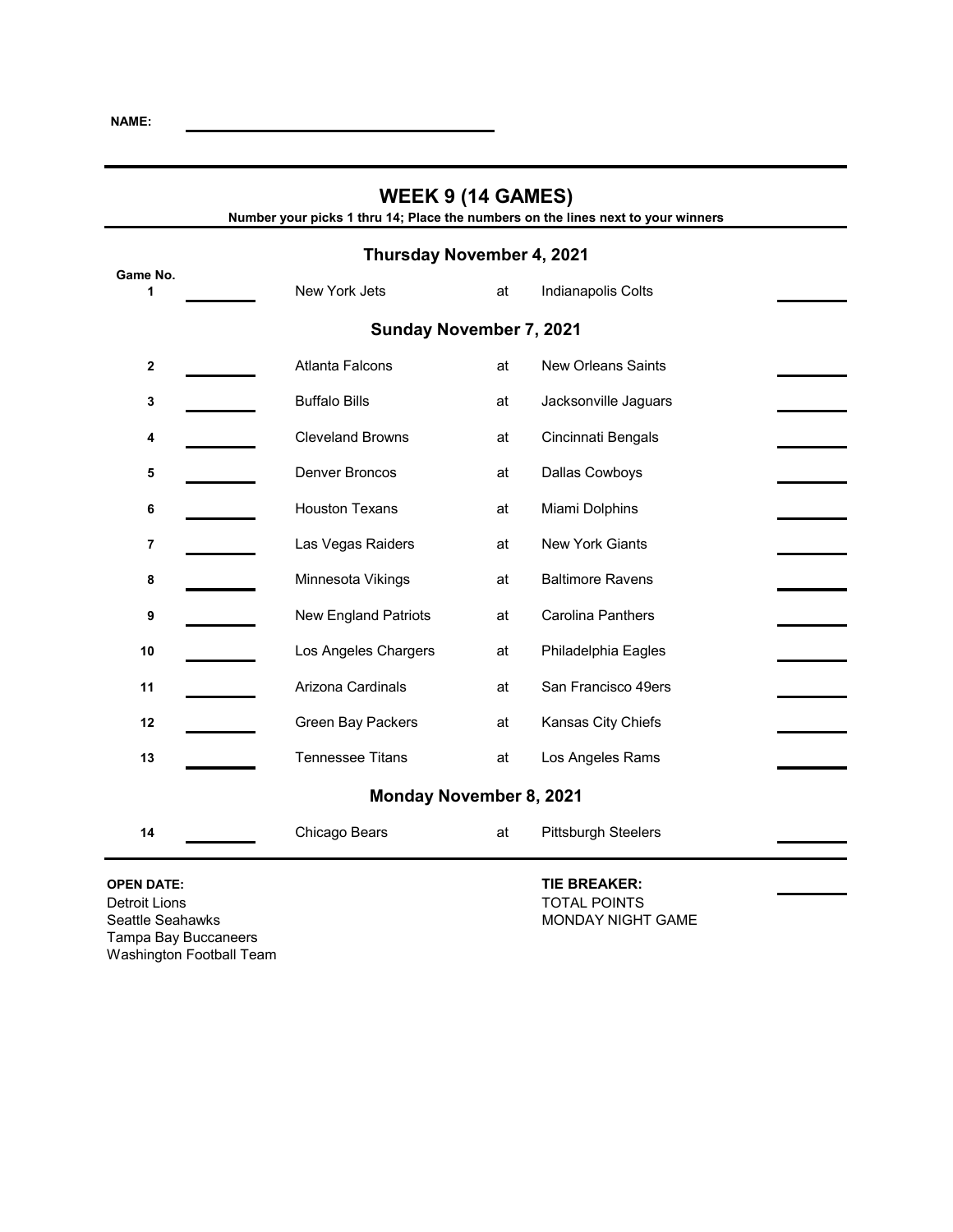**NAME:** ______________________

## WEEK 9 (14 GAMES)

**Number your picks 1 thru 14; Place the numbers on the lines next to your winners**

### Thursday November 4, 2021

| Game No. | | Away | | Home | |
|---|---|---|---|---|---|
| 1 | ______ | New York Jets | at | Indianapolis Colts | ______ |

### Sunday November 7, 2021

| Game No. | | Away | | Home | |
|---|---|---|---|---|---|
| 2 | ______ | Atlanta Falcons | at | New Orleans Saints | ______ |
| 3 | ______ | Buffalo Bills | at | Jacksonville Jaguars | ______ |
| 4 | ______ | Cleveland Browns | at | Cincinnati Bengals | ______ |
| 5 | ______ | Denver Broncos | at | Dallas Cowboys | ______ |
| 6 | ______ | Houston Texans | at | Miami Dolphins | ______ |
| 7 | ______ | Las Vegas Raiders | at | New York Giants | ______ |
| 8 | ______ | Minnesota Vikings | at | Baltimore Ravens | ______ |
| 9 | ______ | New England Patriots | at | Carolina Panthers | ______ |
| 10 | ______ | Los Angeles Chargers | at | Philadelphia Eagles | ______ |
| 11 | ______ | Arizona Cardinals | at | San Francisco 49ers | ______ |
| 12 | ______ | Green Bay Packers | at | Kansas City Chiefs | ______ |
| 13 | ______ | Tennessee Titans | at | Los Angeles Rams | ______ |

### Monday November 8, 2021

| Game No. | | Away | | Home | |
|---|---|---|---|---|---|
| 14 | ______ | Chicago Bears | at | Pittsburgh Steelers | ______ |

**OPEN DATE:**
Detroit Lions
Seattle Seahawks
Tampa Bay Buccaneers
Washington Football Team

**TIE BREAKER:** ______
TOTAL POINTS
MONDAY NIGHT GAME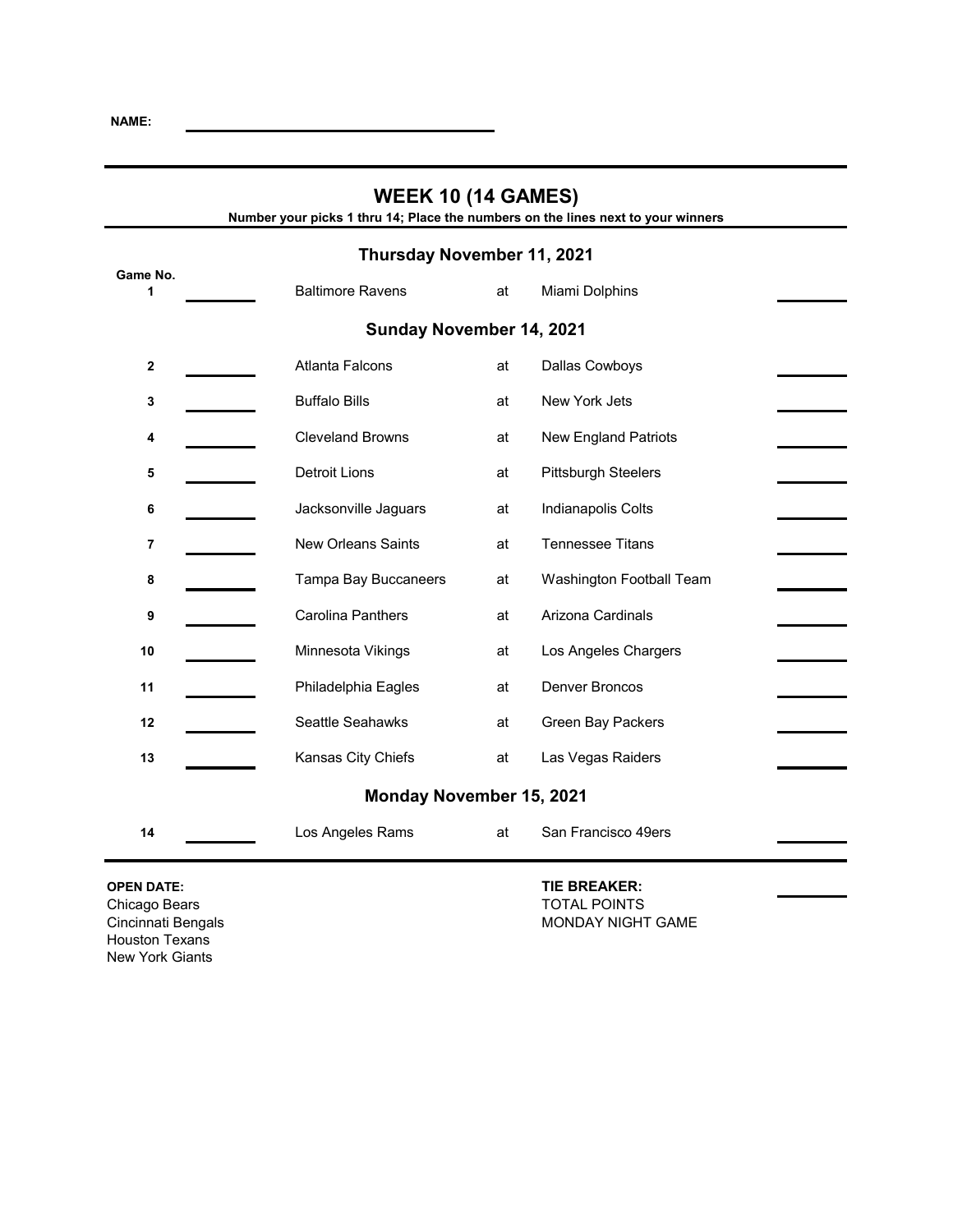**NAME:** \_\_\_\_\_\_\_\_\_\_\_\_\_\_\_\_\_\_\_\_\_\_\_\_\_\_\_\_\_\_

## WEEK 10 (14 GAMES)

**Number your picks 1 thru 14; Place the numbers on the lines next to your winners**

### Thursday November 11, 2021

| Game No. | | Away | | Home | |
|---|---|---|---|---|---|
| 1 | | Baltimore Ravens | at | Miami Dolphins | |

### Sunday November 14, 2021

| Game No. | | Away | | Home | |
|---|---|---|---|---|---|
| 2 | | Atlanta Falcons | at | Dallas Cowboys | |
| 3 | | Buffalo Bills | at | New York Jets | |
| 4 | | Cleveland Browns | at | New England Patriots | |
| 5 | | Detroit Lions | at | Pittsburgh Steelers | |
| 6 | | Jacksonville Jaguars | at | Indianapolis Colts | |
| 7 | | New Orleans Saints | at | Tennessee Titans | |
| 8 | | Tampa Bay Buccaneers | at | Washington Football Team | |
| 9 | | Carolina Panthers | at | Arizona Cardinals | |
| 10 | | Minnesota Vikings | at | Los Angeles Chargers | |
| 11 | | Philadelphia Eagles | at | Denver Broncos | |
| 12 | | Seattle Seahawks | at | Green Bay Packers | |
| 13 | | Kansas City Chiefs | at | Las Vegas Raiders | |

### Monday November 15, 2021

| Game No. | | Away | | Home | |
|---|---|---|---|---|---|
| 14 | | Los Angeles Rams | at | San Francisco 49ers | |

**OPEN DATE:**
Chicago Bears
Cincinnati Bengals
Houston Texans
New York Giants

**TIE BREAKER:**
TOTAL POINTS
MONDAY NIGHT GAME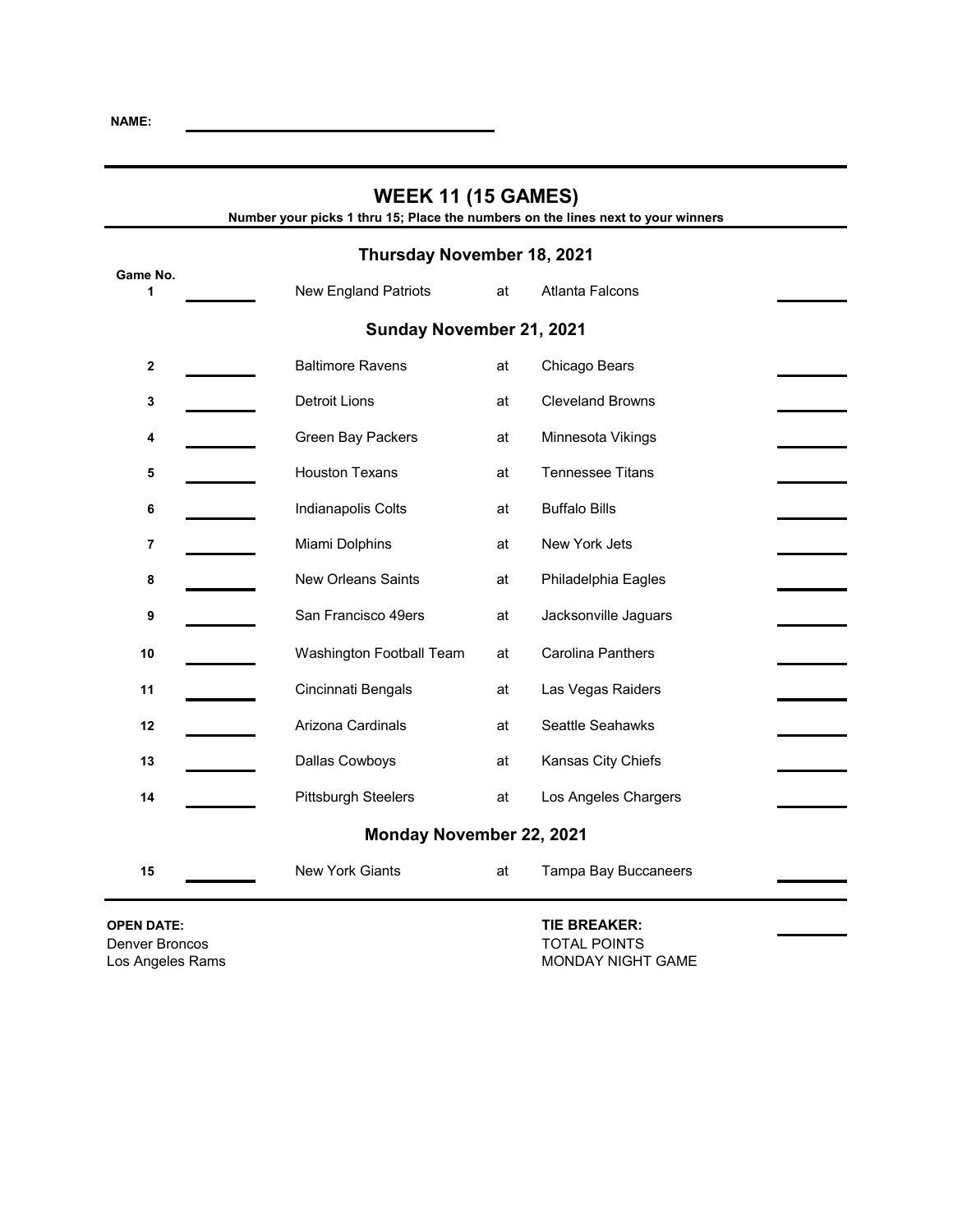**NAME:** ______________________________

# WEEK 11 (15 GAMES)

**Number your picks 1 thru 15; Place the numbers on the lines next to your winners**

### Thursday November 18, 2021

| Game No. | | | | | |
|---|---|---|---|---|---|
| 1 | ______ | New England Patriots | at | Atlanta Falcons | ______ |

### Sunday November 21, 2021

| Game No. | | | | | |
|---|---|---|---|---|---|
| 2 | ______ | Baltimore Ravens | at | Chicago Bears | ______ |
| 3 | ______ | Detroit Lions | at | Cleveland Browns | ______ |
| 4 | ______ | Green Bay Packers | at | Minnesota Vikings | ______ |
| 5 | ______ | Houston Texans | at | Tennessee Titans | ______ |
| 6 | ______ | Indianapolis Colts | at | Buffalo Bills | ______ |
| 7 | ______ | Miami Dolphins | at | New York Jets | ______ |
| 8 | ______ | New Orleans Saints | at | Philadelphia Eagles | ______ |
| 9 | ______ | San Francisco 49ers | at | Jacksonville Jaguars | ______ |
| 10 | ______ | Washington Football Team | at | Carolina Panthers | ______ |
| 11 | ______ | Cincinnati Bengals | at | Las Vegas Raiders | ______ |
| 12 | ______ | Arizona Cardinals | at | Seattle Seahawks | ______ |
| 13 | ______ | Dallas Cowboys | at | Kansas City Chiefs | ______ |
| 14 | ______ | Pittsburgh Steelers | at | Los Angeles Chargers | ______ |

### Monday November 22, 2021

| Game No. | | | | | |
|---|---|---|---|---|---|
| 15 | ______ | New York Giants | at | Tampa Bay Buccaneers | ______ |

**OPEN DATE:**
Denver Broncos
Los Angeles Rams

**TIE BREAKER:** ______
TOTAL POINTS
MONDAY NIGHT GAME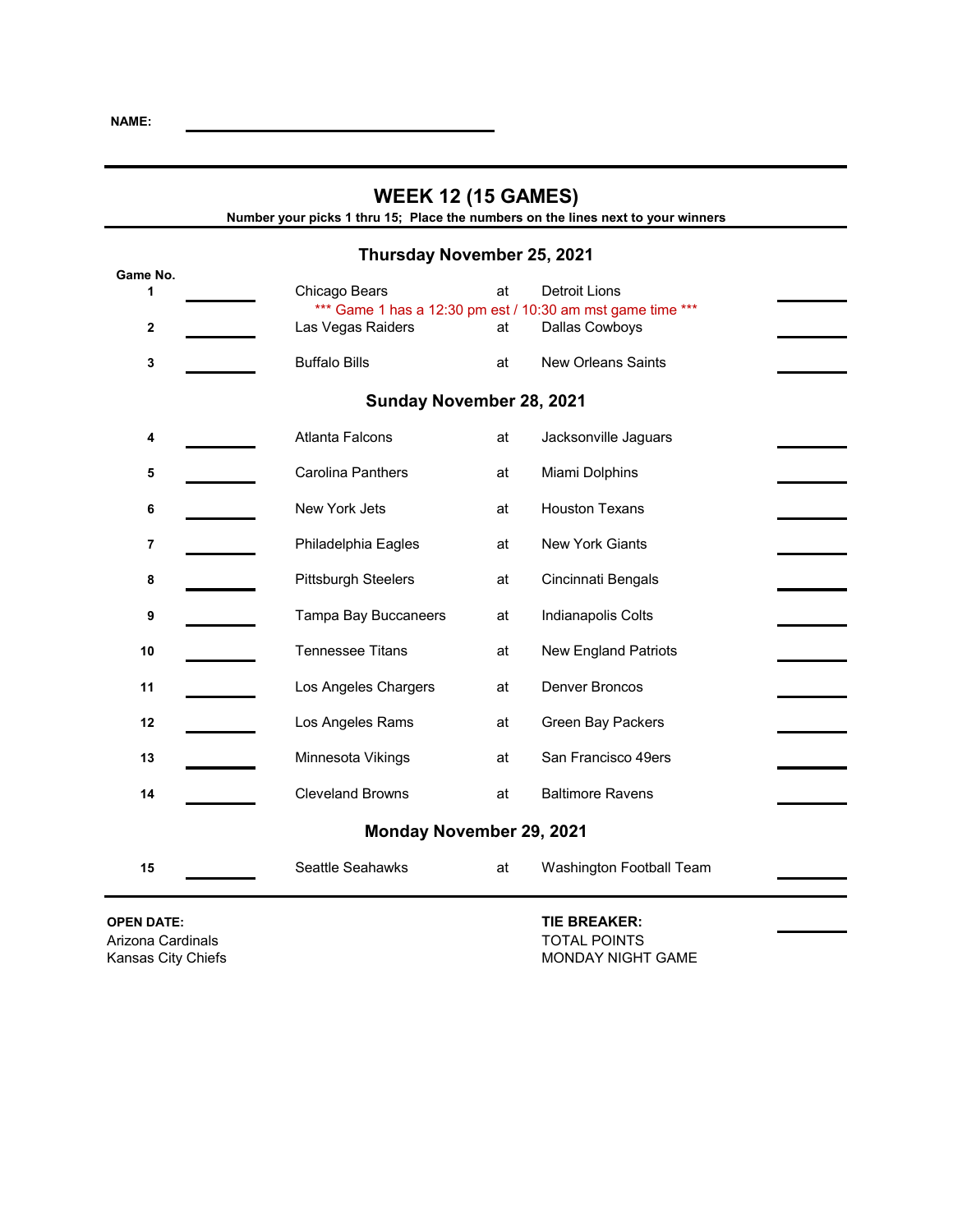**NAME:** ______________________________

## WEEK 12 (15 GAMES)

**Number your picks 1 thru 15; Place the numbers on the lines next to your winners**

### Thursday November 25, 2021

| Game No. | | Away | | Home | |
|---|---|---|---|---|---|
| 1 | ______ | Chicago Bears | at | Detroit Lions | ______ |
| | | *** Game 1 has a 12:30 pm est / 10:30 am mst game time *** | | | |
| 2 | ______ | Las Vegas Raiders | at | Dallas Cowboys | ______ |
| 3 | ______ | Buffalo Bills | at | New Orleans Saints | ______ |

### Sunday November 28, 2021

| Game No. | | Away | | Home | |
|---|---|---|---|---|---|
| 4 | ______ | Atlanta Falcons | at | Jacksonville Jaguars | ______ |
| 5 | ______ | Carolina Panthers | at | Miami Dolphins | ______ |
| 6 | ______ | New York Jets | at | Houston Texans | ______ |
| 7 | ______ | Philadelphia Eagles | at | New York Giants | ______ |
| 8 | ______ | Pittsburgh Steelers | at | Cincinnati Bengals | ______ |
| 9 | ______ | Tampa Bay Buccaneers | at | Indianapolis Colts | ______ |
| 10 | ______ | Tennessee Titans | at | New England Patriots | ______ |
| 11 | ______ | Los Angeles Chargers | at | Denver Broncos | ______ |
| 12 | ______ | Los Angeles Rams | at | Green Bay Packers | ______ |
| 13 | ______ | Minnesota Vikings | at | San Francisco 49ers | ______ |
| 14 | ______ | Cleveland Browns | at | Baltimore Ravens | ______ |

### Monday November 29, 2021

| Game No. | | Away | | Home | |
|---|---|---|---|---|---|
| 15 | ______ | Seattle Seahawks | at | Washington Football Team | ______ |

**OPEN DATE:**
Arizona Cardinals
Kansas City Chiefs

**TIE BREAKER:** ______
TOTAL POINTS
MONDAY NIGHT GAME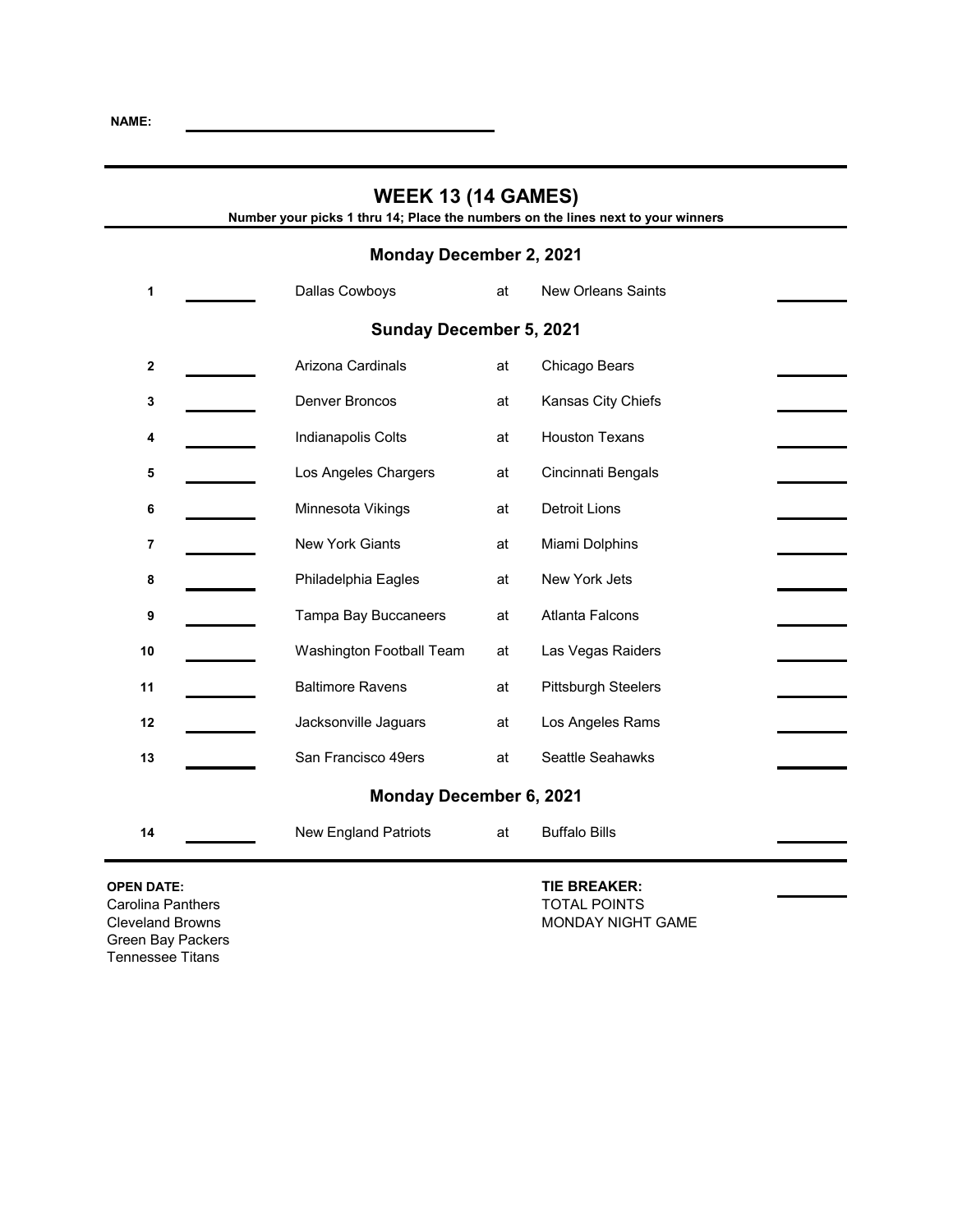**NAME:** \_\_\_\_\_\_\_\_\_\_\_\_\_\_\_\_\_\_\_\_\_\_\_\_\_\_\_\_\_\_\_\_

## WEEK 13 (14 GAMES)

**Number your picks 1 thru 14; Place the numbers on the lines next to your winners**

### Monday December 2, 2021

| # | Pick | Away | | Home | Pick |
|---|---|---|---|---|---|
| 1 | ______ | Dallas Cowboys | at | New Orleans Saints | ______ |

### Sunday December 5, 2021

| # | Pick | Away | | Home | Pick |
|---|---|---|---|---|---|
| 2 | ______ | Arizona Cardinals | at | Chicago Bears | ______ |
| 3 | ______ | Denver Broncos | at | Kansas City Chiefs | ______ |
| 4 | ______ | Indianapolis Colts | at | Houston Texans | ______ |
| 5 | ______ | Los Angeles Chargers | at | Cincinnati Bengals | ______ |
| 6 | ______ | Minnesota Vikings | at | Detroit Lions | ______ |
| 7 | ______ | New York Giants | at | Miami Dolphins | ______ |
| 8 | ______ | Philadelphia Eagles | at | New York Jets | ______ |
| 9 | ______ | Tampa Bay Buccaneers | at | Atlanta Falcons | ______ |
| 10 | ______ | Washington Football Team | at | Las Vegas Raiders | ______ |
| 11 | ______ | Baltimore Ravens | at | Pittsburgh Steelers | ______ |
| 12 | ______ | Jacksonville Jaguars | at | Los Angeles Rams | ______ |
| 13 | ______ | San Francisco 49ers | at | Seattle Seahawks | ______ |

### Monday December 6, 2021

| # | Pick | Away | | Home | Pick |
|---|---|---|---|---|---|
| 14 | ______ | New England Patriots | at | Buffalo Bills | ______ |

**OPEN DATE:**
Carolina Panthers
Cleveland Browns
Green Bay Packers
Tennessee Titans

**TIE BREAKER:**
TOTAL POINTS
MONDAY NIGHT GAME ______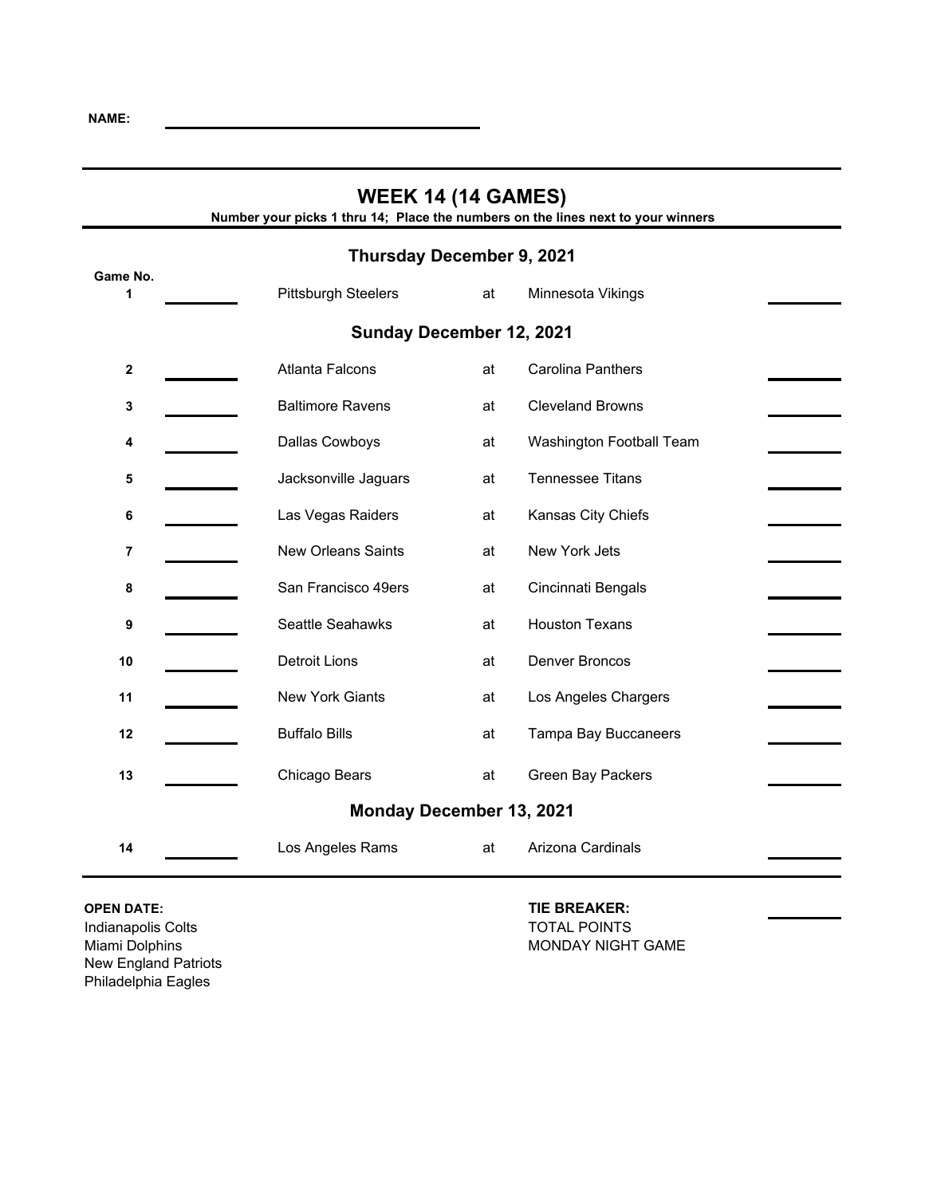**NAME:** ______________________

## WEEK 14 (14 GAMES)

**Number your picks 1 thru 14; Place the numbers on the lines next to your winners**

### Thursday December 9, 2021

| Game No. | | | | | |
|---|---|---|---|---|---|
| 1 | ______ | Pittsburgh Steelers | at | Minnesota Vikings | ______ |

### Sunday December 12, 2021

| Game No. | | | | | |
|---|---|---|---|---|---|
| 2 | ______ | Atlanta Falcons | at | Carolina Panthers | ______ |
| 3 | ______ | Baltimore Ravens | at | Cleveland Browns | ______ |
| 4 | ______ | Dallas Cowboys | at | Washington Football Team | ______ |
| 5 | ______ | Jacksonville Jaguars | at | Tennessee Titans | ______ |
| 6 | ______ | Las Vegas Raiders | at | Kansas City Chiefs | ______ |
| 7 | ______ | New Orleans Saints | at | New York Jets | ______ |
| 8 | ______ | San Francisco 49ers | at | Cincinnati Bengals | ______ |
| 9 | ______ | Seattle Seahawks | at | Houston Texans | ______ |
| 10 | ______ | Detroit Lions | at | Denver Broncos | ______ |
| 11 | ______ | New York Giants | at | Los Angeles Chargers | ______ |
| 12 | ______ | Buffalo Bills | at | Tampa Bay Buccaneers | ______ |
| 13 | ______ | Chicago Bears | at | Green Bay Packers | ______ |

### Monday December 13, 2021

| Game No. | | | | | |
|---|---|---|---|---|---|
| 14 | ______ | Los Angeles Rams | at | Arizona Cardinals | ______ |

**OPEN DATE:**
Indianapolis Colts
Miami Dolphins
New England Patriots
Philadelphia Eagles

**TIE BREAKER:** ______
TOTAL POINTS
MONDAY NIGHT GAME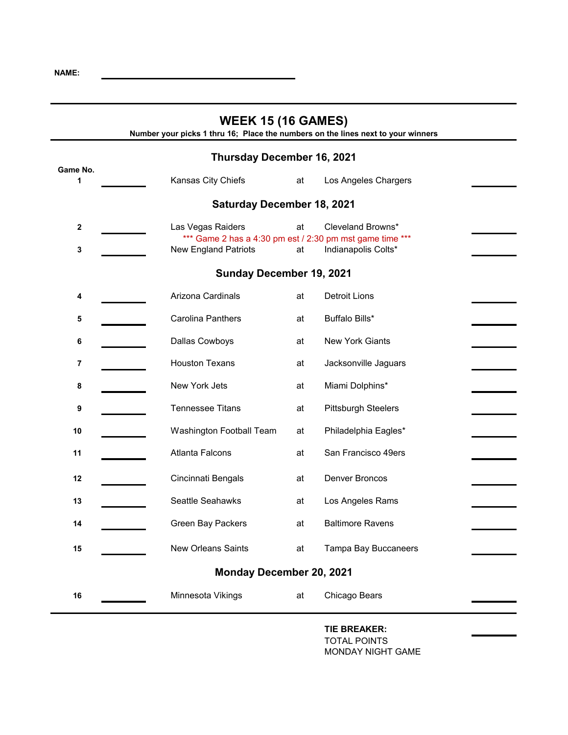**NAME:** ____________________

# WEEK 15 (16 GAMES)

**Number your picks 1 thru 16; Place the numbers on the lines next to your winners**

## Thursday December 16, 2021

| Game No. | | | | | |
|---|---|---|---|---|---|
| 1 | ______ | Kansas City Chiefs | at | Los Angeles Chargers | ______ |

## Saturday December 18, 2021

| Game No. | | | | | |
|---|---|---|---|---|---|
| 2 | ______ | Las Vegas Raiders | at | Cleveland Browns* | ______ |
| | | *** Game 2 has a 4:30 pm est / 2:30 pm mst game time *** | | | |
| 3 | ______ | New England Patriots | at | Indianapolis Colts* | ______ |

## Sunday December 19, 2021

| Game No. | | | | | |
|---|---|---|---|---|---|
| 4 | ______ | Arizona Cardinals | at | Detroit Lions | ______ |
| 5 | ______ | Carolina Panthers | at | Buffalo Bills* | ______ |
| 6 | ______ | Dallas Cowboys | at | New York Giants | ______ |
| 7 | ______ | Houston Texans | at | Jacksonville Jaguars | ______ |
| 8 | ______ | New York Jets | at | Miami Dolphins* | ______ |
| 9 | ______ | Tennessee Titans | at | Pittsburgh Steelers | ______ |
| 10 | ______ | Washington Football Team | at | Philadelphia Eagles* | ______ |
| 11 | ______ | Atlanta Falcons | at | San Francisco 49ers | ______ |
| 12 | ______ | Cincinnati Bengals | at | Denver Broncos | ______ |
| 13 | ______ | Seattle Seahawks | at | Los Angeles Rams | ______ |
| 14 | ______ | Green Bay Packers | at | Baltimore Ravens | ______ |
| 15 | ______ | New Orleans Saints | at | Tampa Bay Buccaneers | ______ |

## Monday December 20, 2021

| Game No. | | | | | |
|---|---|---|---|---|---|
| 16 | ______ | Minnesota Vikings | at | Chicago Bears | ______ |

**TIE BREAKER:**
TOTAL POINTS
MONDAY NIGHT GAME ______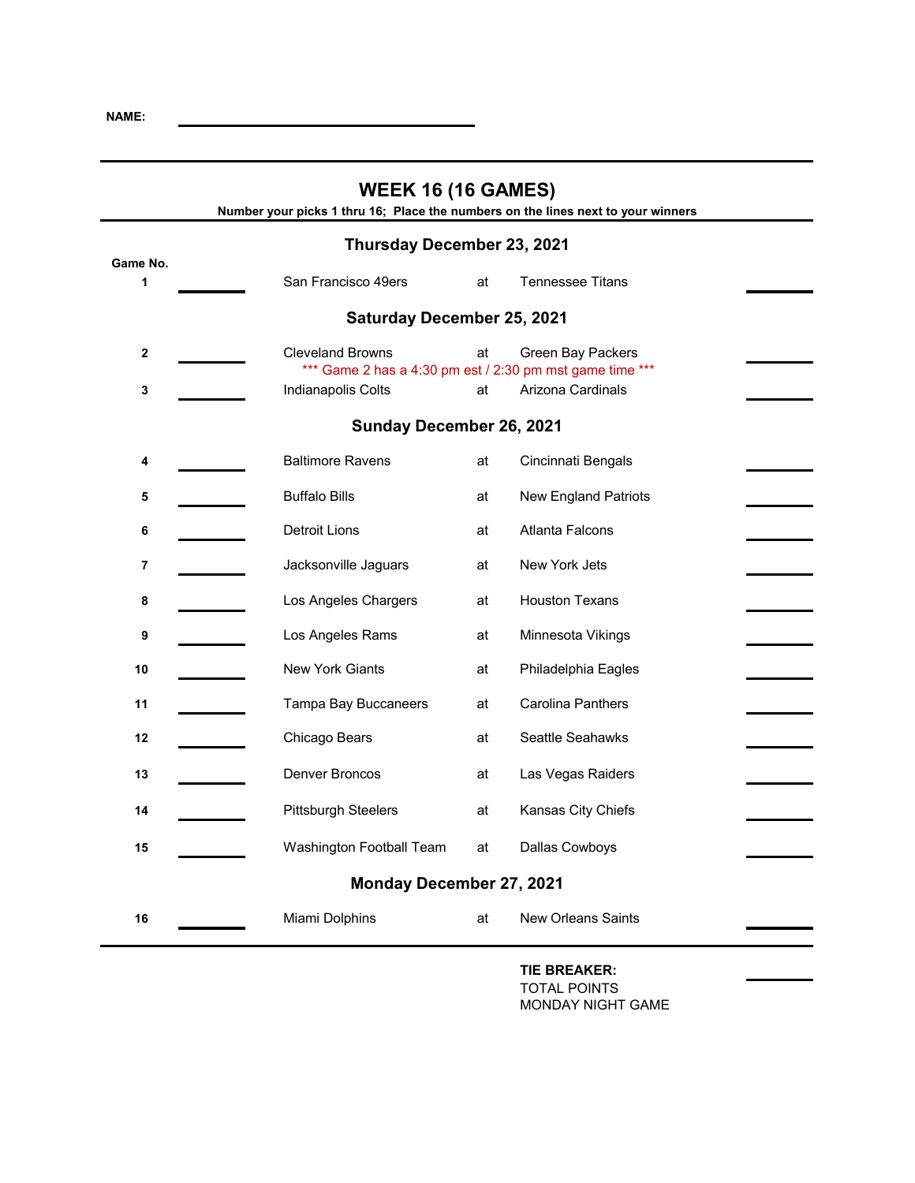**NAME:** ______________________________

# WEEK 16 (16 GAMES)

**Number your picks 1 thru 16; Place the numbers on the lines next to your winners**

## Thursday December 23, 2021

| Game No. | | Away | | Home | |
|---|---|---|---|---|---|
| 1 | ______ | San Francisco 49ers | at | Tennessee Titans | ______ |

## Saturday December 25, 2021

| Game No. | | Away | | Home | |
|---|---|---|---|---|---|
| 2 | ______ | Cleveland Browns | at | Green Bay Packers | ______ |
| | | *** Game 2 has a 4:30 pm est / 2:30 pm mst game time *** | | | |
| 3 | ______ | Indianapolis Colts | at | Arizona Cardinals | ______ |

## Sunday December 26, 2021

| Game No. | | Away | | Home | |
|---|---|---|---|---|---|
| 4 | ______ | Baltimore Ravens | at | Cincinnati Bengals | ______ |
| 5 | ______ | Buffalo Bills | at | New England Patriots | ______ |
| 6 | ______ | Detroit Lions | at | Atlanta Falcons | ______ |
| 7 | ______ | Jacksonville Jaguars | at | New York Jets | ______ |
| 8 | ______ | Los Angeles Chargers | at | Houston Texans | ______ |
| 9 | ______ | Los Angeles Rams | at | Minnesota Vikings | ______ |
| 10 | ______ | New York Giants | at | Philadelphia Eagles | ______ |
| 11 | ______ | Tampa Bay Buccaneers | at | Carolina Panthers | ______ |
| 12 | ______ | Chicago Bears | at | Seattle Seahawks | ______ |
| 13 | ______ | Denver Broncos | at | Las Vegas Raiders | ______ |
| 14 | ______ | Pittsburgh Steelers | at | Kansas City Chiefs | ______ |
| 15 | ______ | Washington Football Team | at | Dallas Cowboys | ______ |

## Monday December 27, 2021

| Game No. | | Away | | Home | |
|---|---|---|---|---|---|
| 16 | ______ | Miami Dolphins | at | New Orleans Saints | ______ |

**TIE BREAKER:**
TOTAL POINTS
MONDAY NIGHT GAME ______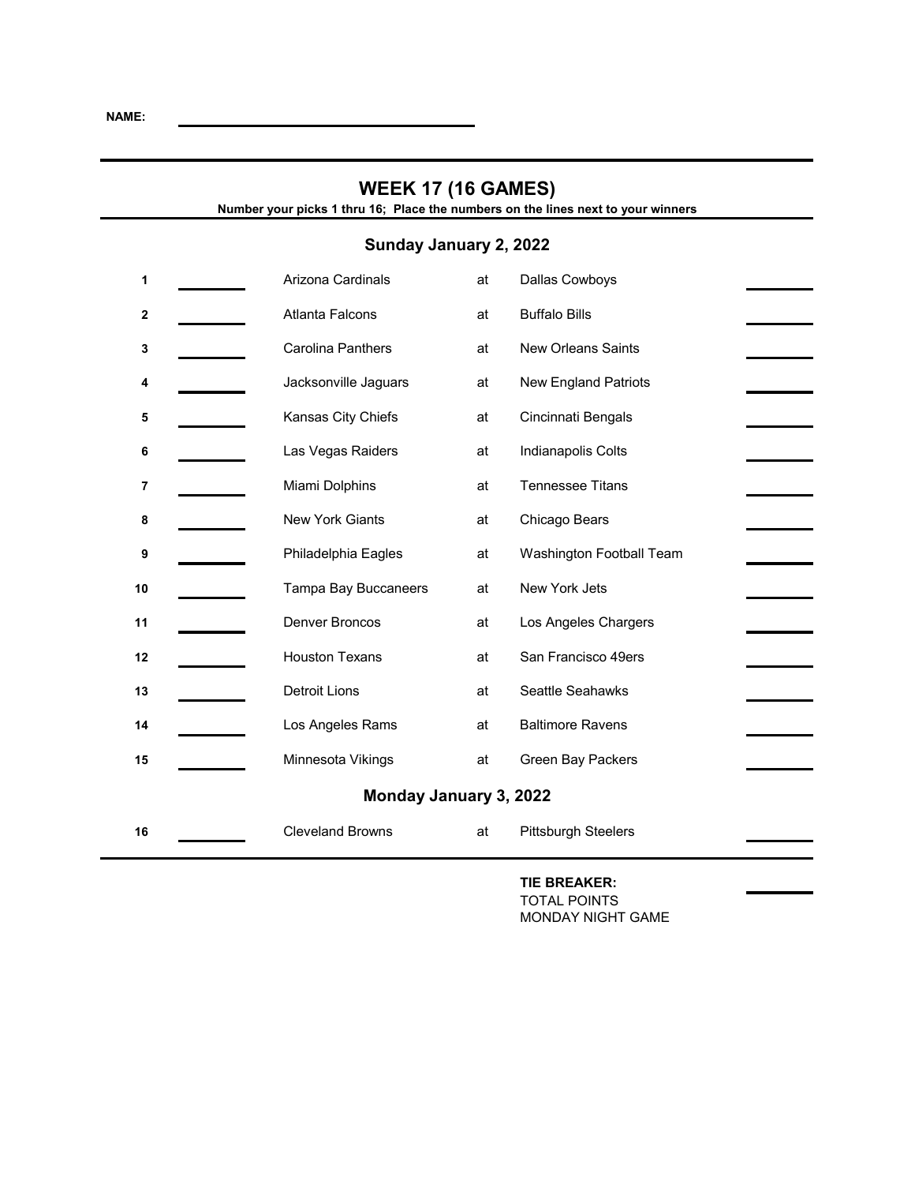**NAME:** ______________________________

## WEEK 17 (16 GAMES)

**Number your picks 1 thru 16; Place the numbers on the lines next to your winners**

### Sunday January 2, 2022

| # | Pick | Away | | Home | Pick |
|---|---|---|---|---|---|
| 1 | ______ | Arizona Cardinals | at | Dallas Cowboys | ______ |
| 2 | ______ | Atlanta Falcons | at | Buffalo Bills | ______ |
| 3 | ______ | Carolina Panthers | at | New Orleans Saints | ______ |
| 4 | ______ | Jacksonville Jaguars | at | New England Patriots | ______ |
| 5 | ______ | Kansas City Chiefs | at | Cincinnati Bengals | ______ |
| 6 | ______ | Las Vegas Raiders | at | Indianapolis Colts | ______ |
| 7 | ______ | Miami Dolphins | at | Tennessee Titans | ______ |
| 8 | ______ | New York Giants | at | Chicago Bears | ______ |
| 9 | ______ | Philadelphia Eagles | at | Washington Football Team | ______ |
| 10 | ______ | Tampa Bay Buccaneers | at | New York Jets | ______ |
| 11 | ______ | Denver Broncos | at | Los Angeles Chargers | ______ |
| 12 | ______ | Houston Texans | at | San Francisco 49ers | ______ |
| 13 | ______ | Detroit Lions | at | Seattle Seahawks | ______ |
| 14 | ______ | Los Angeles Rams | at | Baltimore Ravens | ______ |
| 15 | ______ | Minnesota Vikings | at | Green Bay Packers | ______ |

### Monday January 3, 2022

| # | Pick | Away | | Home | Pick |
|---|---|---|---|---|---|
| 16 | ______ | Cleveland Browns | at | Pittsburgh Steelers | ______ |

**TIE BREAKER:**
TOTAL POINTS
MONDAY NIGHT GAME ______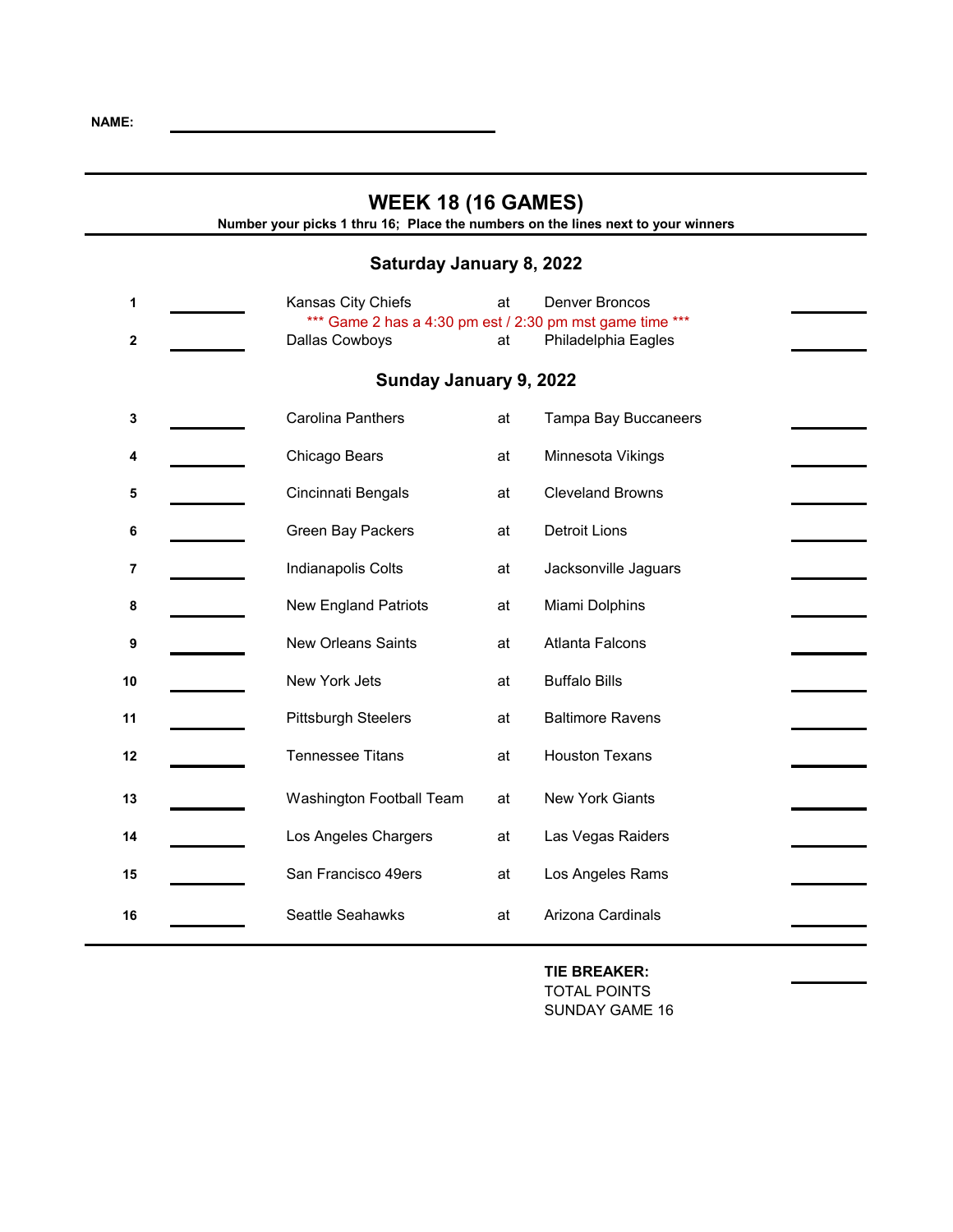**NAME:** ____________________

## WEEK 18 (16 GAMES)

**Number your picks 1 thru 16; Place the numbers on the lines next to your winners**

### Saturday January 8, 2022

| # | Pick | Away | | Home | Pick |
|---|---|---|---|---|---|
| 1 | _____ | Kansas City Chiefs | at | Denver Broncos | _____ |
| | | *** Game 2 has a 4:30 pm est / 2:30 pm mst game time *** | | | |
| 2 | _____ | Dallas Cowboys | at | Philadelphia Eagles | _____ |

### Sunday January 9, 2022

| # | Pick | Away | | Home | Pick |
|---|---|---|---|---|---|
| 3 | _____ | Carolina Panthers | at | Tampa Bay Buccaneers | _____ |
| 4 | _____ | Chicago Bears | at | Minnesota Vikings | _____ |
| 5 | _____ | Cincinnati Bengals | at | Cleveland Browns | _____ |
| 6 | _____ | Green Bay Packers | at | Detroit Lions | _____ |
| 7 | _____ | Indianapolis Colts | at | Jacksonville Jaguars | _____ |
| 8 | _____ | New England Patriots | at | Miami Dolphins | _____ |
| 9 | _____ | New Orleans Saints | at | Atlanta Falcons | _____ |
| 10 | _____ | New York Jets | at | Buffalo Bills | _____ |
| 11 | _____ | Pittsburgh Steelers | at | Baltimore Ravens | _____ |
| 12 | _____ | Tennessee Titans | at | Houston Texans | _____ |
| 13 | _____ | Washington Football Team | at | New York Giants | _____ |
| 14 | _____ | Los Angeles Chargers | at | Las Vegas Raiders | _____ |
| 15 | _____ | San Francisco 49ers | at | Los Angeles Rams | _____ |
| 16 | _____ | Seattle Seahawks | at | Arizona Cardinals | _____ |

**TIE BREAKER:**
TOTAL POINTS
SUNDAY GAME 16 _____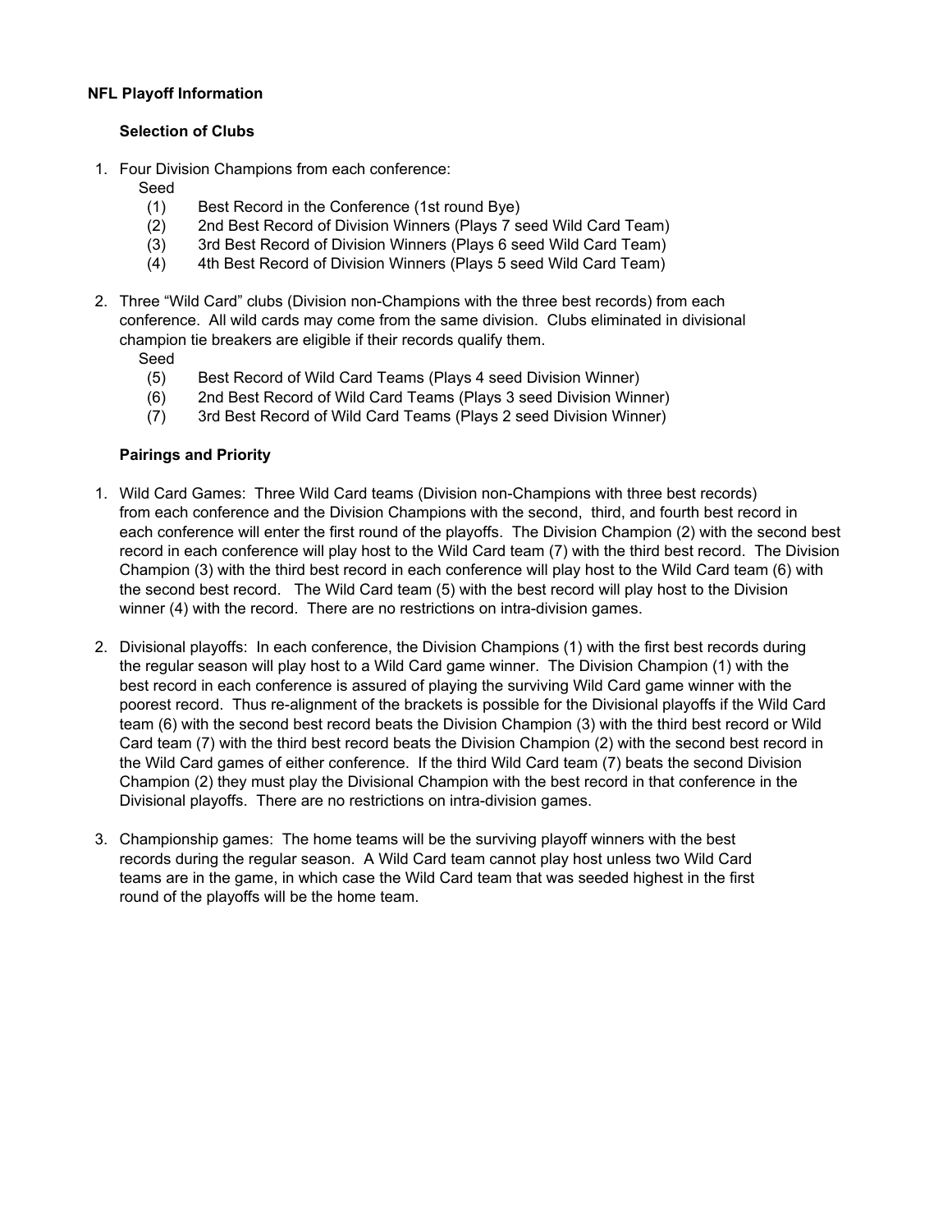**NFL Playoff Information**

**Selection of Clubs**

1. Four Division Champions from each conference:

   Seed

   (1) Best Record in the Conference (1st round Bye)

   (2) 2nd Best Record of Division Winners (Plays 7 seed Wild Card Team)

   (3) 3rd Best Record of Division Winners (Plays 6 seed Wild Card Team)

   (4) 4th Best Record of Division Winners (Plays 5 seed Wild Card Team)

2. Three "Wild Card" clubs (Division non-Champions with the three best records) from each conference. All wild cards may come from the same division. Clubs eliminated in divisional champion tie breakers are eligible if their records qualify them.

   Seed

   (5) Best Record of Wild Card Teams (Plays 4 seed Division Winner)

   (6) 2nd Best Record of Wild Card Teams (Plays 3 seed Division Winner)

   (7) 3rd Best Record of Wild Card Teams (Plays 2 seed Division Winner)

**Pairings and Priority**

1. Wild Card Games: Three Wild Card teams (Division non-Champions with three best records) from each conference and the Division Champions with the second, third, and fourth best record in each conference will enter the first round of the playoffs. The Division Champion (2) with the second best record in each conference will play host to the Wild Card team (7) with the third best record. The Division Champion (3) with the third best record in each conference will play host to the Wild Card team (6) with the second best record. The Wild Card team (5) with the best record will play host to the Division winner (4) with the record. There are no restrictions on intra-division games.

2. Divisional playoffs: In each conference, the Division Champions (1) with the first best records during the regular season will play host to a Wild Card game winner. The Division Champion (1) with the best record in each conference is assured of playing the surviving Wild Card game winner with the poorest record. Thus re-alignment of the brackets is possible for the Divisional playoffs if the Wild Card team (6) with the second best record beats the Division Champion (3) with the third best record or Wild Card team (7) with the third best record beats the Division Champion (2) with the second best record in the Wild Card games of either conference. If the third Wild Card team (7) beats the second Division Champion (2) they must play the Divisional Champion with the best record in that conference in the Divisional playoffs. There are no restrictions on intra-division games.

3. Championship games: The home teams will be the surviving playoff winners with the best records during the regular season. A Wild Card team cannot play host unless two Wild Card teams are in the game, in which case the Wild Card team that was seeded highest in the first round of the playoffs will be the home team.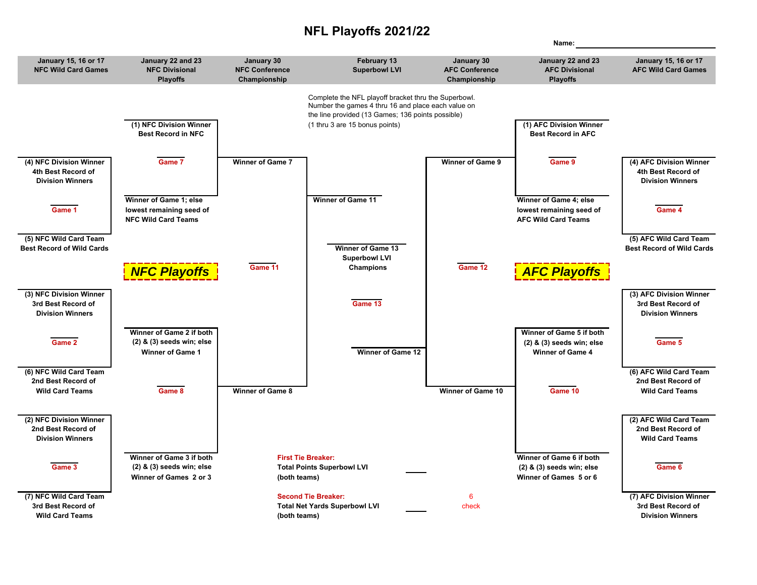# NFL Playoffs 2021/22

Name: ____________________

| January 15, 16 or 17 NFC Wild Card Games | January 22 and 23 NFC Divisional Playoffs | January 30 NFC Conference Championship | February 13 Superbowl LVI | January 30 AFC Conference Championship | January 22 and 23 AFC Divisional Playoffs | January 15, 16 or 17 AFC Wild Card Games |
|---|---|---|---|---|---|---|

Complete the NFL playoff bracket thru the Superbowl. Number the games 4 thru 16 and place each value on the line provided (13 Games; 136 points possible)
(1 thru 3 are 15 bonus points)

## NFC Playoffs

**NFC Wild Card Games**

- (4) NFC Division Winner 4th Best Record of Division Winners
- Game 1
- (5) NFC Wild Card Team Best Record of Wild Cards
- (3) NFC Division Winner 3rd Best Record of Division Winners
- Game 2
- (6) NFC Wild Card Team 2nd Best Record of Wild Card Teams
- (2) NFC Division Winner 2nd Best Record of Division Winners
- Game 3
- (7) NFC Wild Card Team 3rd Best Record of Wild Card Teams

**NFC Divisional Playoffs**

- (1) NFC Division Winner Best Record in NFC
- Game 7
- Winner of Game 1; else lowest remaining seed of NFC Wild Card Teams
- Winner of Game 2 if both (2) & (3) seeds win; else Winner of Game 1
- Game 8
- Winner of Game 3 if both (2) & (3) seeds win; else Winner of Games 2 or 3

**NFC Conference Championship**

- Winner of Game 7
- Game 11
- Winner of Game 8

## Superbowl LVI

- Winner of Game 11
- Winner of Game 13 Superbowl LVI Champions
- Game 13
- Winner of Game 12

## AFC Playoffs

**AFC Conference Championship**

- Winner of Game 9
- Game 12
- Winner of Game 10

**AFC Divisional Playoffs**

- (1) AFC Division Winner Best Record in AFC
- Game 9
- Winner of Game 4; else lowest remaining seed of AFC Wild Card Teams
- Winner of Game 5 if both (2) & (3) seeds win; else Winner of Game 4
- Game 10
- Winner of Game 6 if both (2) & (3) seeds win; else Winner of Games 5 or 6

**AFC Wild Card Games**

- (4) AFC Division Winner 4th Best Record of Division Winners
- Game 4
- (5) AFC Wild Card Team Best Record of Wild Cards
- (3) AFC Division Winner 3rd Best Record of Division Winners
- Game 5
- (6) AFC Wild Card Team 2nd Best Record of Wild Card Teams
- (2) AFC Wild Card Team 2nd Best Record of Wild Card Teams
- Game 6
- (7) AFC Division Winner 3rd Best Record of Division Winners

**First Tie Breaker:**
Total Points Superbowl LVI (both teams) ______

**Second Tie Breaker:**
Total Net Yards Superbowl LVI (both teams) ______

6
check